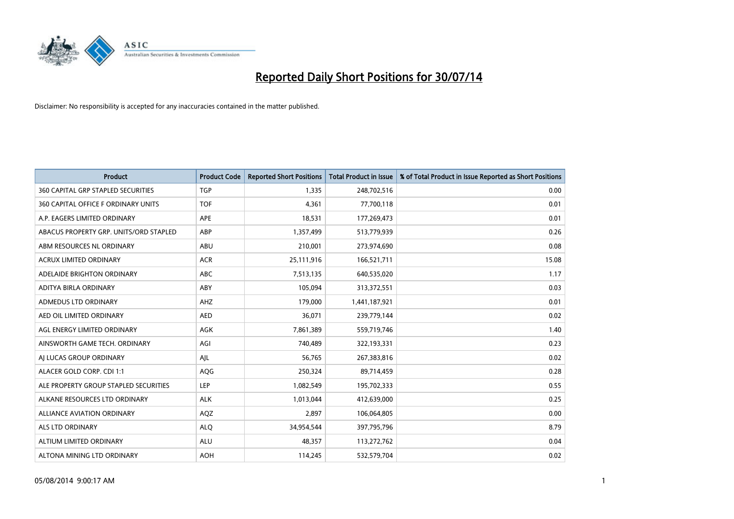# Reported Daily Short Positions for 30/07/14

Disclaimer: No responsibility is accepted for any inaccuracies contained in the matter published.

| Product | Product Code | Reported Short Positions | Total Product in Issue | % of Total Product in Issue Reported as Short Positions |
|---|---|---|---|---|
| 360 CAPITAL GRP STAPLED SECURITIES | TGP | 1,335 | 248,702,516 | 0.00 |
| 360 CAPITAL OFFICE F ORDINARY UNITS | TOF | 4,361 | 77,700,118 | 0.01 |
| A.P. EAGERS LIMITED ORDINARY | APE | 18,531 | 177,269,473 | 0.01 |
| ABACUS PROPERTY GRP. UNITS/ORD STAPLED | ABP | 1,357,499 | 513,779,939 | 0.26 |
| ABM RESOURCES NL ORDINARY | ABU | 210,001 | 273,974,690 | 0.08 |
| ACRUX LIMITED ORDINARY | ACR | 25,111,916 | 166,521,711 | 15.08 |
| ADELAIDE BRIGHTON ORDINARY | ABC | 7,513,135 | 640,535,020 | 1.17 |
| ADITYA BIRLA ORDINARY | ABY | 105,094 | 313,372,551 | 0.03 |
| ADMEDUS LTD ORDINARY | AHZ | 179,000 | 1,441,187,921 | 0.01 |
| AED OIL LIMITED ORDINARY | AED | 36,071 | 239,779,144 | 0.02 |
| AGL ENERGY LIMITED ORDINARY | AGK | 7,861,389 | 559,719,746 | 1.40 |
| AINSWORTH GAME TECH. ORDINARY | AGI | 740,489 | 322,193,331 | 0.23 |
| AJ LUCAS GROUP ORDINARY | AJL | 56,765 | 267,383,816 | 0.02 |
| ALACER GOLD CORP. CDI 1:1 | AQG | 250,324 | 89,714,459 | 0.28 |
| ALE PROPERTY GROUP STAPLED SECURITIES | LEP | 1,082,549 | 195,702,333 | 0.55 |
| ALKANE RESOURCES LTD ORDINARY | ALK | 1,013,044 | 412,639,000 | 0.25 |
| ALLIANCE AVIATION ORDINARY | AQZ | 2,897 | 106,064,805 | 0.00 |
| ALS LTD ORDINARY | ALQ | 34,954,544 | 397,795,796 | 8.79 |
| ALTIUM LIMITED ORDINARY | ALU | 48,357 | 113,272,762 | 0.04 |
| ALTONA MINING LTD ORDINARY | AOH | 114,245 | 532,579,704 | 0.02 |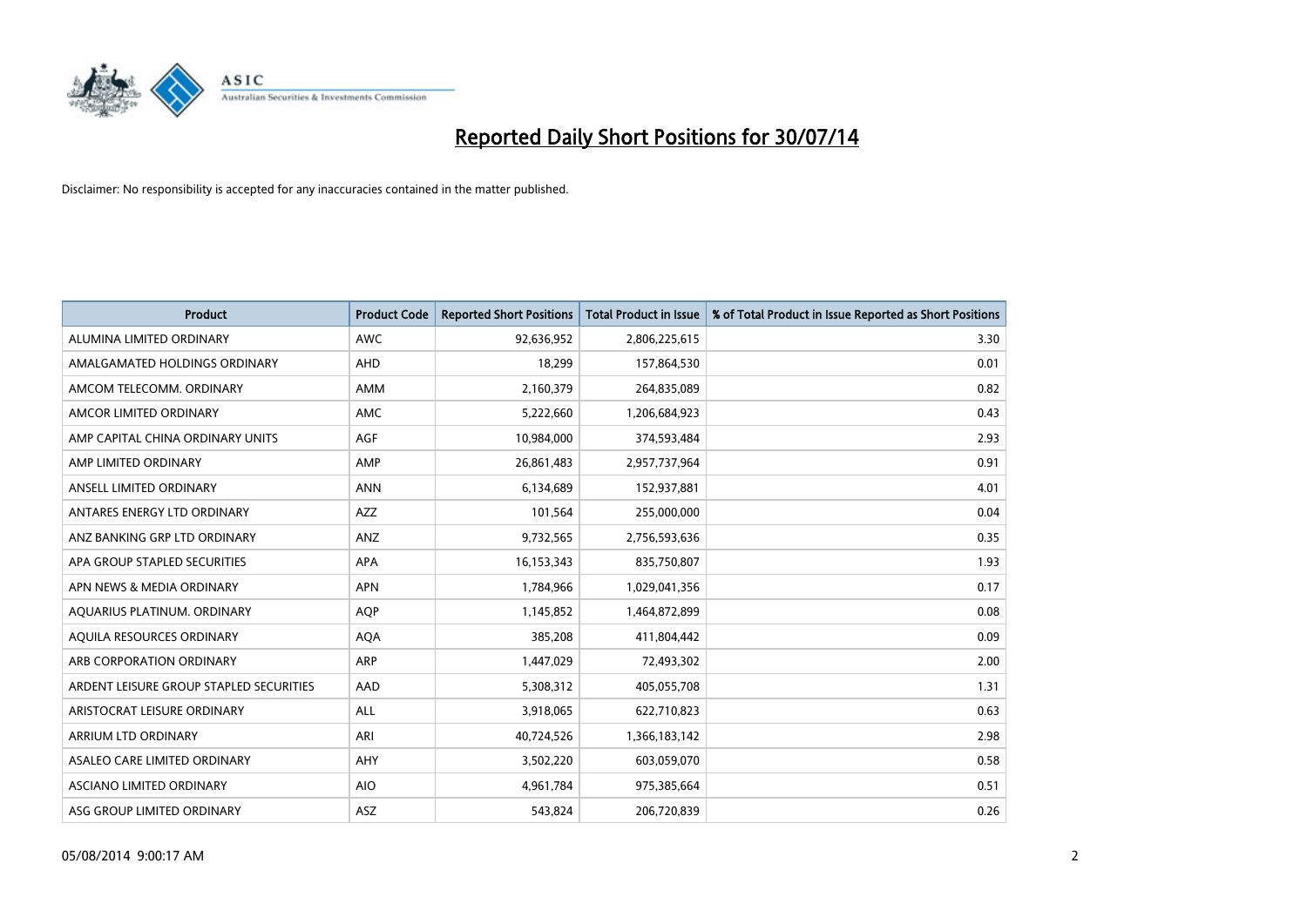# Reported Daily Short Positions for 30/07/14

Disclaimer: No responsibility is accepted for any inaccuracies contained in the matter published.

| Product | Product Code | Reported Short Positions | Total Product in Issue | % of Total Product in Issue Reported as Short Positions |
|---|---|---|---|---|
| ALUMINA LIMITED ORDINARY | AWC | 92,636,952 | 2,806,225,615 | 3.30 |
| AMALGAMATED HOLDINGS ORDINARY | AHD | 18,299 | 157,864,530 | 0.01 |
| AMCOM TELECOMM. ORDINARY | AMM | 2,160,379 | 264,835,089 | 0.82 |
| AMCOR LIMITED ORDINARY | AMC | 5,222,660 | 1,206,684,923 | 0.43 |
| AMP CAPITAL CHINA ORDINARY UNITS | AGF | 10,984,000 | 374,593,484 | 2.93 |
| AMP LIMITED ORDINARY | AMP | 26,861,483 | 2,957,737,964 | 0.91 |
| ANSELL LIMITED ORDINARY | ANN | 6,134,689 | 152,937,881 | 4.01 |
| ANTARES ENERGY LTD ORDINARY | AZZ | 101,564 | 255,000,000 | 0.04 |
| ANZ BANKING GRP LTD ORDINARY | ANZ | 9,732,565 | 2,756,593,636 | 0.35 |
| APA GROUP STAPLED SECURITIES | APA | 16,153,343 | 835,750,807 | 1.93 |
| APN NEWS & MEDIA ORDINARY | APN | 1,784,966 | 1,029,041,356 | 0.17 |
| AQUARIUS PLATINUM. ORDINARY | AQP | 1,145,852 | 1,464,872,899 | 0.08 |
| AQUILA RESOURCES ORDINARY | AQA | 385,208 | 411,804,442 | 0.09 |
| ARB CORPORATION ORDINARY | ARP | 1,447,029 | 72,493,302 | 2.00 |
| ARDENT LEISURE GROUP STAPLED SECURITIES | AAD | 5,308,312 | 405,055,708 | 1.31 |
| ARISTOCRAT LEISURE ORDINARY | ALL | 3,918,065 | 622,710,823 | 0.63 |
| ARRIUM LTD ORDINARY | ARI | 40,724,526 | 1,366,183,142 | 2.98 |
| ASALEO CARE LIMITED ORDINARY | AHY | 3,502,220 | 603,059,070 | 0.58 |
| ASCIANO LIMITED ORDINARY | AIO | 4,961,784 | 975,385,664 | 0.51 |
| ASG GROUP LIMITED ORDINARY | ASZ | 543,824 | 206,720,839 | 0.26 |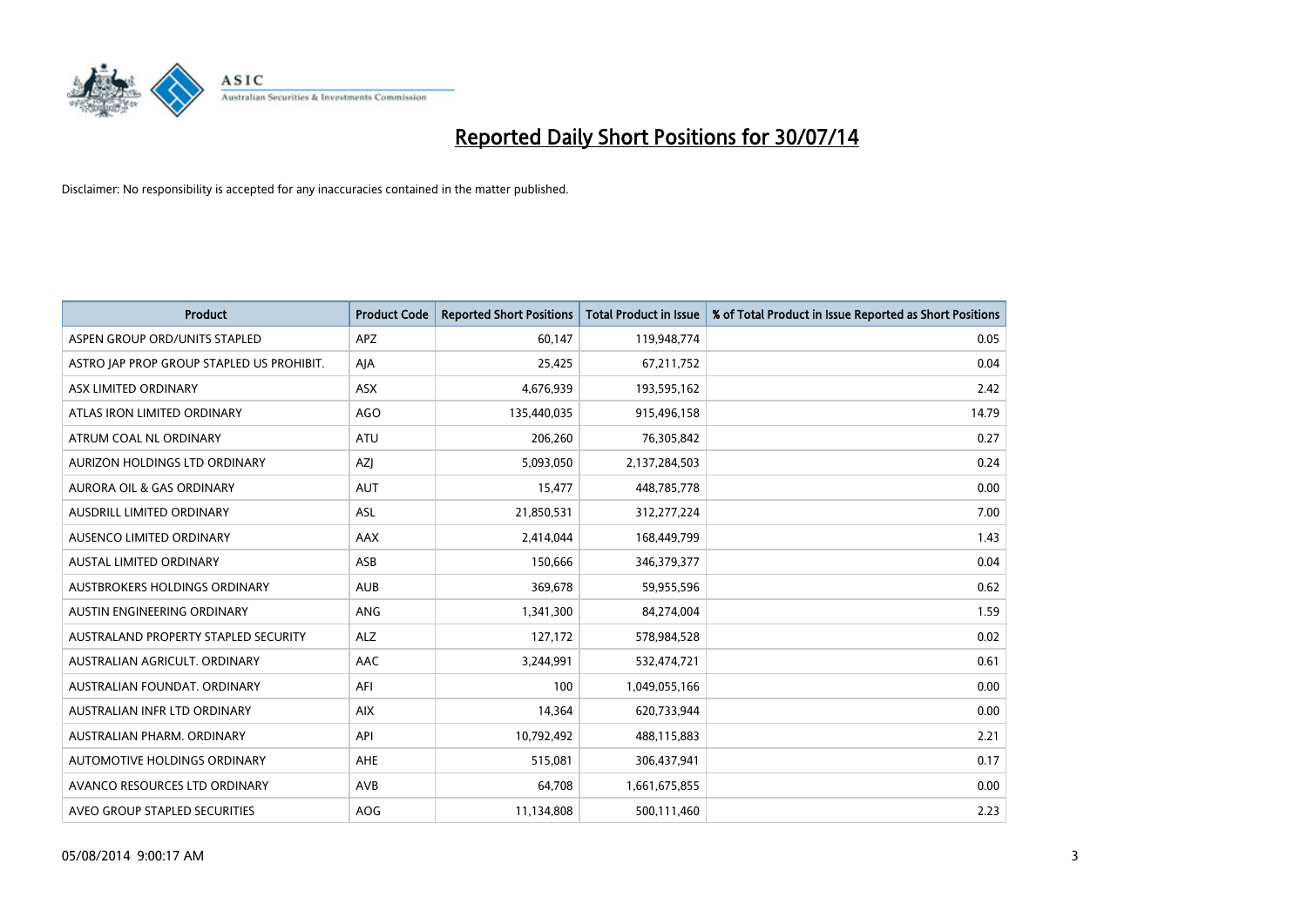# Reported Daily Short Positions for 30/07/14

Disclaimer: No responsibility is accepted for any inaccuracies contained in the matter published.

| Product | Product Code | Reported Short Positions | Total Product in Issue | % of Total Product in Issue Reported as Short Positions |
|---|---|---|---|---|
| ASPEN GROUP ORD/UNITS STAPLED | APZ | 60,147 | 119,948,774 | 0.05 |
| ASTRO JAP PROP GROUP STAPLED US PROHIBIT. | AJA | 25,425 | 67,211,752 | 0.04 |
| ASX LIMITED ORDINARY | ASX | 4,676,939 | 193,595,162 | 2.42 |
| ATLAS IRON LIMITED ORDINARY | AGO | 135,440,035 | 915,496,158 | 14.79 |
| ATRUM COAL NL ORDINARY | ATU | 206,260 | 76,305,842 | 0.27 |
| AURIZON HOLDINGS LTD ORDINARY | AZJ | 5,093,050 | 2,137,284,503 | 0.24 |
| AURORA OIL & GAS ORDINARY | AUT | 15,477 | 448,785,778 | 0.00 |
| AUSDRILL LIMITED ORDINARY | ASL | 21,850,531 | 312,277,224 | 7.00 |
| AUSENCO LIMITED ORDINARY | AAX | 2,414,044 | 168,449,799 | 1.43 |
| AUSTAL LIMITED ORDINARY | ASB | 150,666 | 346,379,377 | 0.04 |
| AUSTBROKERS HOLDINGS ORDINARY | AUB | 369,678 | 59,955,596 | 0.62 |
| AUSTIN ENGINEERING ORDINARY | ANG | 1,341,300 | 84,274,004 | 1.59 |
| AUSTRALAND PROPERTY STAPLED SECURITY | ALZ | 127,172 | 578,984,528 | 0.02 |
| AUSTRALIAN AGRICULT. ORDINARY | AAC | 3,244,991 | 532,474,721 | 0.61 |
| AUSTRALIAN FOUNDAT. ORDINARY | AFI | 100 | 1,049,055,166 | 0.00 |
| AUSTRALIAN INFR LTD ORDINARY | AIX | 14,364 | 620,733,944 | 0.00 |
| AUSTRALIAN PHARM. ORDINARY | API | 10,792,492 | 488,115,883 | 2.21 |
| AUTOMOTIVE HOLDINGS ORDINARY | AHE | 515,081 | 306,437,941 | 0.17 |
| AVANCO RESOURCES LTD ORDINARY | AVB | 64,708 | 1,661,675,855 | 0.00 |
| AVEO GROUP STAPLED SECURITIES | AOG | 11,134,808 | 500,111,460 | 2.23 |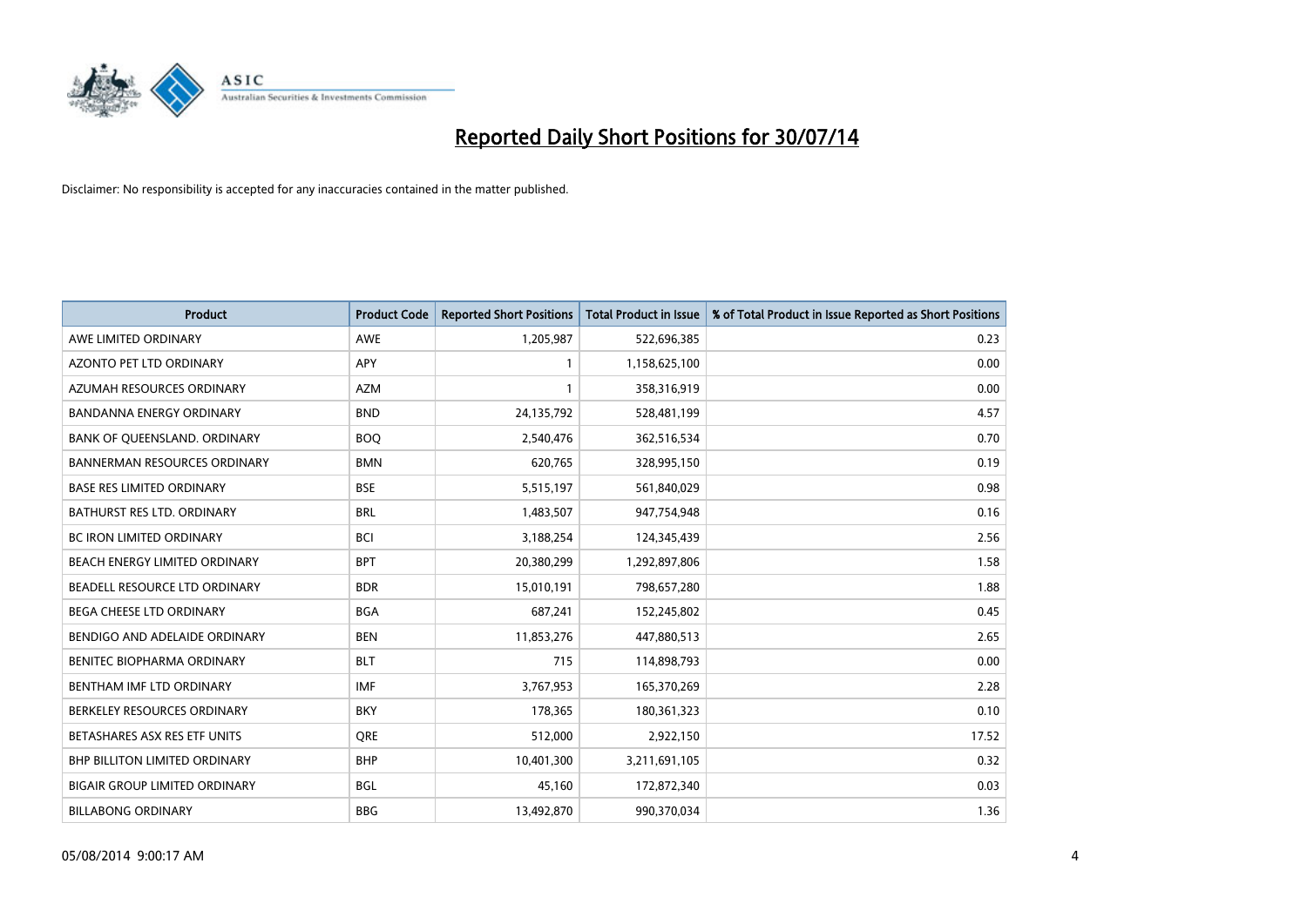# Reported Daily Short Positions for 30/07/14

Disclaimer: No responsibility is accepted for any inaccuracies contained in the matter published.

| Product | Product Code | Reported Short Positions | Total Product in Issue | % of Total Product in Issue Reported as Short Positions |
|---|---|---|---|---|
| AWE LIMITED ORDINARY | AWE | 1,205,987 | 522,696,385 | 0.23 |
| AZONTO PET LTD ORDINARY | APY | 1 | 1,158,625,100 | 0.00 |
| AZUMAH RESOURCES ORDINARY | AZM | 1 | 358,316,919 | 0.00 |
| BANDANNA ENERGY ORDINARY | BND | 24,135,792 | 528,481,199 | 4.57 |
| BANK OF QUEENSLAND. ORDINARY | BOQ | 2,540,476 | 362,516,534 | 0.70 |
| BANNERMAN RESOURCES ORDINARY | BMN | 620,765 | 328,995,150 | 0.19 |
| BASE RES LIMITED ORDINARY | BSE | 5,515,197 | 561,840,029 | 0.98 |
| BATHURST RES LTD. ORDINARY | BRL | 1,483,507 | 947,754,948 | 0.16 |
| BC IRON LIMITED ORDINARY | BCI | 3,188,254 | 124,345,439 | 2.56 |
| BEACH ENERGY LIMITED ORDINARY | BPT | 20,380,299 | 1,292,897,806 | 1.58 |
| BEADELL RESOURCE LTD ORDINARY | BDR | 15,010,191 | 798,657,280 | 1.88 |
| BEGA CHEESE LTD ORDINARY | BGA | 687,241 | 152,245,802 | 0.45 |
| BENDIGO AND ADELAIDE ORDINARY | BEN | 11,853,276 | 447,880,513 | 2.65 |
| BENITEC BIOPHARMA ORDINARY | BLT | 715 | 114,898,793 | 0.00 |
| BENTHAM IMF LTD ORDINARY | IMF | 3,767,953 | 165,370,269 | 2.28 |
| BERKELEY RESOURCES ORDINARY | BKY | 178,365 | 180,361,323 | 0.10 |
| BETASHARES ASX RES ETF UNITS | QRE | 512,000 | 2,922,150 | 17.52 |
| BHP BILLITON LIMITED ORDINARY | BHP | 10,401,300 | 3,211,691,105 | 0.32 |
| BIGAIR GROUP LIMITED ORDINARY | BGL | 45,160 | 172,872,340 | 0.03 |
| BILLABONG ORDINARY | BBG | 13,492,870 | 990,370,034 | 1.36 |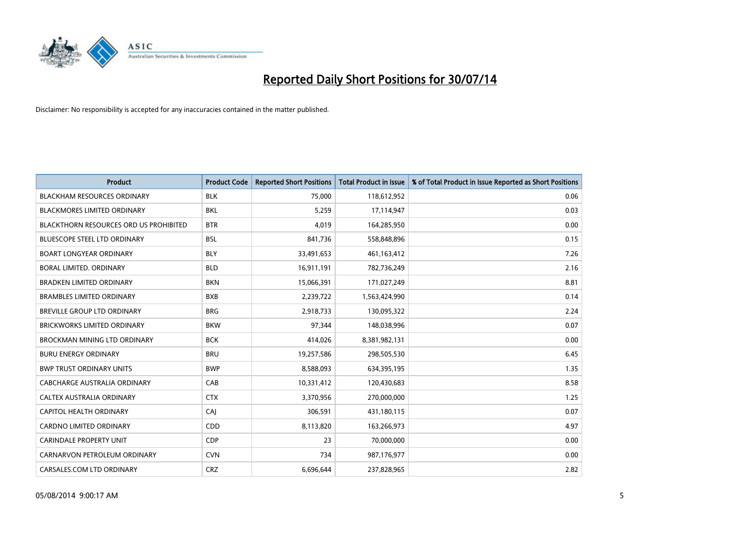# Reported Daily Short Positions for 30/07/14

Disclaimer: No responsibility is accepted for any inaccuracies contained in the matter published.

| Product | Product Code | Reported Short Positions | Total Product in Issue | % of Total Product in Issue Reported as Short Positions |
|---|---|---|---|---|
| BLACKHAM RESOURCES ORDINARY | BLK | 75,000 | 118,612,952 | 0.06 |
| BLACKMORES LIMITED ORDINARY | BKL | 5,259 | 17,114,947 | 0.03 |
| BLACKTHORN RESOURCES ORD US PROHIBITED | BTR | 4,019 | 164,285,950 | 0.00 |
| BLUESCOPE STEEL LTD ORDINARY | BSL | 841,736 | 558,848,896 | 0.15 |
| BOART LONGYEAR ORDINARY | BLY | 33,491,653 | 461,163,412 | 7.26 |
| BORAL LIMITED. ORDINARY | BLD | 16,911,191 | 782,736,249 | 2.16 |
| BRADKEN LIMITED ORDINARY | BKN | 15,066,391 | 171,027,249 | 8.81 |
| BRAMBLES LIMITED ORDINARY | BXB | 2,239,722 | 1,563,424,990 | 0.14 |
| BREVILLE GROUP LTD ORDINARY | BRG | 2,918,733 | 130,095,322 | 2.24 |
| BRICKWORKS LIMITED ORDINARY | BKW | 97,344 | 148,038,996 | 0.07 |
| BROCKMAN MINING LTD ORDINARY | BCK | 414,026 | 8,381,982,131 | 0.00 |
| BURU ENERGY ORDINARY | BRU | 19,257,586 | 298,505,530 | 6.45 |
| BWP TRUST ORDINARY UNITS | BWP | 8,588,093 | 634,395,195 | 1.35 |
| CABCHARGE AUSTRALIA ORDINARY | CAB | 10,331,412 | 120,430,683 | 8.58 |
| CALTEX AUSTRALIA ORDINARY | CTX | 3,370,956 | 270,000,000 | 1.25 |
| CAPITOL HEALTH ORDINARY | CAJ | 306,591 | 431,180,115 | 0.07 |
| CARDNO LIMITED ORDINARY | CDD | 8,113,820 | 163,266,973 | 4.97 |
| CARINDALE PROPERTY UNIT | CDP | 23 | 70,000,000 | 0.00 |
| CARNARVON PETROLEUM ORDINARY | CVN | 734 | 987,176,977 | 0.00 |
| CARSALES.COM LTD ORDINARY | CRZ | 6,696,644 | 237,828,965 | 2.82 |

05/08/2014 9:00:17 AM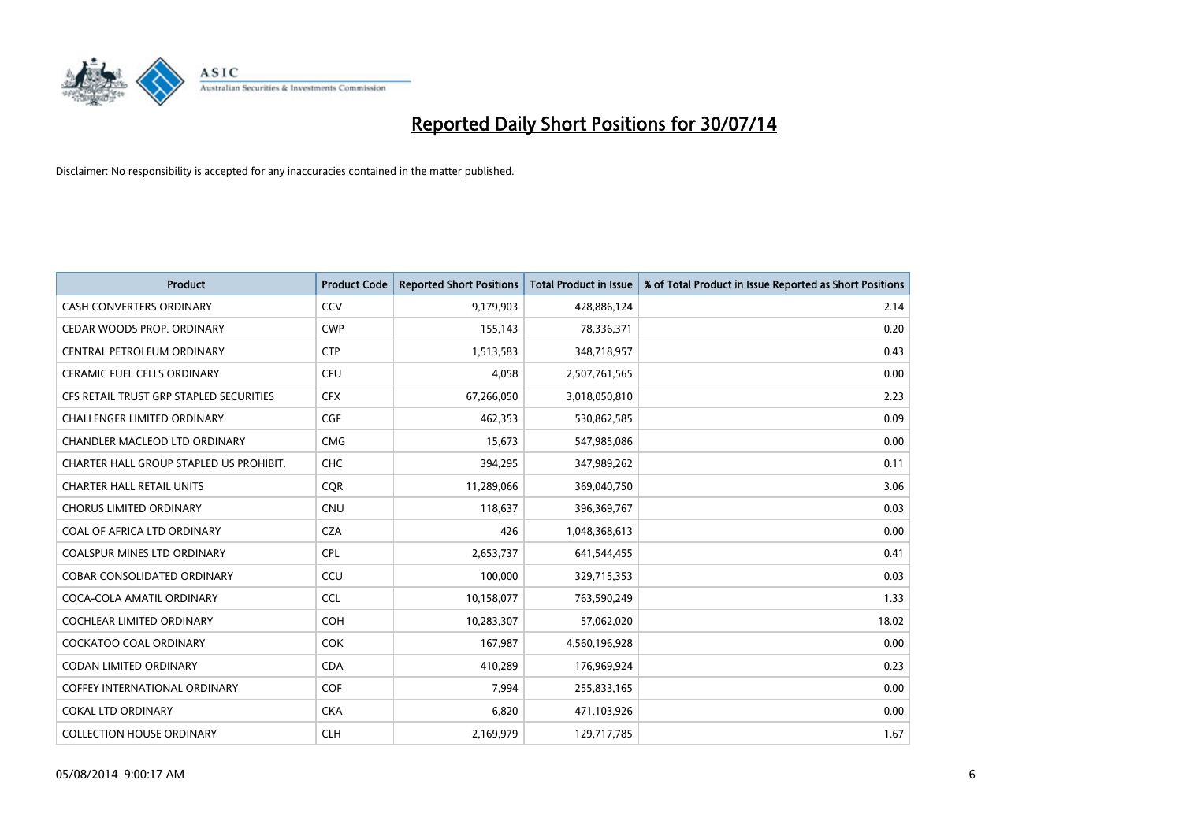# Reported Daily Short Positions for 30/07/14

Disclaimer: No responsibility is accepted for any inaccuracies contained in the matter published.

| Product | Product Code | Reported Short Positions | Total Product in Issue | % of Total Product in Issue Reported as Short Positions |
|---|---|---|---|---|
| CASH CONVERTERS ORDINARY | CCV | 9,179,903 | 428,886,124 | 2.14 |
| CEDAR WOODS PROP. ORDINARY | CWP | 155,143 | 78,336,371 | 0.20 |
| CENTRAL PETROLEUM ORDINARY | CTP | 1,513,583 | 348,718,957 | 0.43 |
| CERAMIC FUEL CELLS ORDINARY | CFU | 4,058 | 2,507,761,565 | 0.00 |
| CFS RETAIL TRUST GRP STAPLED SECURITIES | CFX | 67,266,050 | 3,018,050,810 | 2.23 |
| CHALLENGER LIMITED ORDINARY | CGF | 462,353 | 530,862,585 | 0.09 |
| CHANDLER MACLEOD LTD ORDINARY | CMG | 15,673 | 547,985,086 | 0.00 |
| CHARTER HALL GROUP STAPLED US PROHIBIT. | CHC | 394,295 | 347,989,262 | 0.11 |
| CHARTER HALL RETAIL UNITS | CQR | 11,289,066 | 369,040,750 | 3.06 |
| CHORUS LIMITED ORDINARY | CNU | 118,637 | 396,369,767 | 0.03 |
| COAL OF AFRICA LTD ORDINARY | CZA | 426 | 1,048,368,613 | 0.00 |
| COALSPUR MINES LTD ORDINARY | CPL | 2,653,737 | 641,544,455 | 0.41 |
| COBAR CONSOLIDATED ORDINARY | CCU | 100,000 | 329,715,353 | 0.03 |
| COCA-COLA AMATIL ORDINARY | CCL | 10,158,077 | 763,590,249 | 1.33 |
| COCHLEAR LIMITED ORDINARY | COH | 10,283,307 | 57,062,020 | 18.02 |
| COCKATOO COAL ORDINARY | COK | 167,987 | 4,560,196,928 | 0.00 |
| CODAN LIMITED ORDINARY | CDA | 410,289 | 176,969,924 | 0.23 |
| COFFEY INTERNATIONAL ORDINARY | COF | 7,994 | 255,833,165 | 0.00 |
| COKAL LTD ORDINARY | CKA | 6,820 | 471,103,926 | 0.00 |
| COLLECTION HOUSE ORDINARY | CLH | 2,169,979 | 129,717,785 | 1.67 |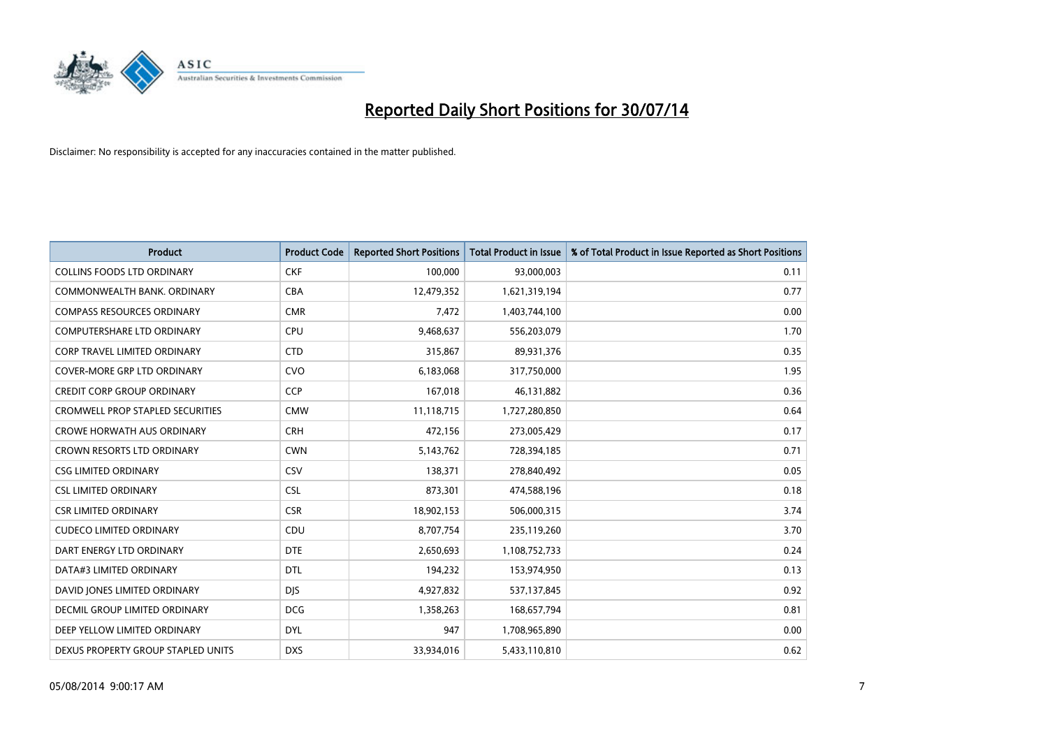# Reported Daily Short Positions for 30/07/14

Disclaimer: No responsibility is accepted for any inaccuracies contained in the matter published.

| Product | Product Code | Reported Short Positions | Total Product in Issue | % of Total Product in Issue Reported as Short Positions |
|---|---|---|---|---|
| COLLINS FOODS LTD ORDINARY | CKF | 100,000 | 93,000,003 | 0.11 |
| COMMONWEALTH BANK. ORDINARY | CBA | 12,479,352 | 1,621,319,194 | 0.77 |
| COMPASS RESOURCES ORDINARY | CMR | 7,472 | 1,403,744,100 | 0.00 |
| COMPUTERSHARE LTD ORDINARY | CPU | 9,468,637 | 556,203,079 | 1.70 |
| CORP TRAVEL LIMITED ORDINARY | CTD | 315,867 | 89,931,376 | 0.35 |
| COVER-MORE GRP LTD ORDINARY | CVO | 6,183,068 | 317,750,000 | 1.95 |
| CREDIT CORP GROUP ORDINARY | CCP | 167,018 | 46,131,882 | 0.36 |
| CROMWELL PROP STAPLED SECURITIES | CMW | 11,118,715 | 1,727,280,850 | 0.64 |
| CROWE HORWATH AUS ORDINARY | CRH | 472,156 | 273,005,429 | 0.17 |
| CROWN RESORTS LTD ORDINARY | CWN | 5,143,762 | 728,394,185 | 0.71 |
| CSG LIMITED ORDINARY | CSV | 138,371 | 278,840,492 | 0.05 |
| CSL LIMITED ORDINARY | CSL | 873,301 | 474,588,196 | 0.18 |
| CSR LIMITED ORDINARY | CSR | 18,902,153 | 506,000,315 | 3.74 |
| CUDECO LIMITED ORDINARY | CDU | 8,707,754 | 235,119,260 | 3.70 |
| DART ENERGY LTD ORDINARY | DTE | 2,650,693 | 1,108,752,733 | 0.24 |
| DATA#3 LIMITED ORDINARY | DTL | 194,232 | 153,974,950 | 0.13 |
| DAVID JONES LIMITED ORDINARY | DJS | 4,927,832 | 537,137,845 | 0.92 |
| DECMIL GROUP LIMITED ORDINARY | DCG | 1,358,263 | 168,657,794 | 0.81 |
| DEEP YELLOW LIMITED ORDINARY | DYL | 947 | 1,708,965,890 | 0.00 |
| DEXUS PROPERTY GROUP STAPLED UNITS | DXS | 33,934,016 | 5,433,110,810 | 0.62 |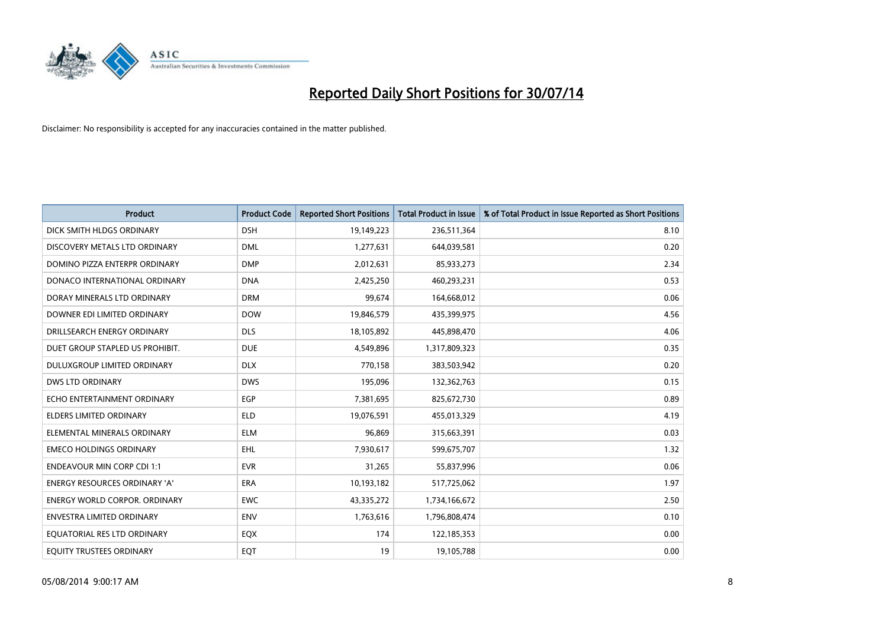# Reported Daily Short Positions for 30/07/14

Disclaimer: No responsibility is accepted for any inaccuracies contained in the matter published.

| Product | Product Code | Reported Short Positions | Total Product in Issue | % of Total Product in Issue Reported as Short Positions |
|---|---|---|---|---|
| DICK SMITH HLDGS ORDINARY | DSH | 19,149,223 | 236,511,364 | 8.10 |
| DISCOVERY METALS LTD ORDINARY | DML | 1,277,631 | 644,039,581 | 0.20 |
| DOMINO PIZZA ENTERPR ORDINARY | DMP | 2,012,631 | 85,933,273 | 2.34 |
| DONACO INTERNATIONAL ORDINARY | DNA | 2,425,250 | 460,293,231 | 0.53 |
| DORAY MINERALS LTD ORDINARY | DRM | 99,674 | 164,668,012 | 0.06 |
| DOWNER EDI LIMITED ORDINARY | DOW | 19,846,579 | 435,399,975 | 4.56 |
| DRILLSEARCH ENERGY ORDINARY | DLS | 18,105,892 | 445,898,470 | 4.06 |
| DUET GROUP STAPLED US PROHIBIT. | DUE | 4,549,896 | 1,317,809,323 | 0.35 |
| DULUXGROUP LIMITED ORDINARY | DLX | 770,158 | 383,503,942 | 0.20 |
| DWS LTD ORDINARY | DWS | 195,096 | 132,362,763 | 0.15 |
| ECHO ENTERTAINMENT ORDINARY | EGP | 7,381,695 | 825,672,730 | 0.89 |
| ELDERS LIMITED ORDINARY | ELD | 19,076,591 | 455,013,329 | 4.19 |
| ELEMENTAL MINERALS ORDINARY | ELM | 96,869 | 315,663,391 | 0.03 |
| EMECO HOLDINGS ORDINARY | EHL | 7,930,617 | 599,675,707 | 1.32 |
| ENDEAVOUR MIN CORP CDI 1:1 | EVR | 31,265 | 55,837,996 | 0.06 |
| ENERGY RESOURCES ORDINARY 'A' | ERA | 10,193,182 | 517,725,062 | 1.97 |
| ENERGY WORLD CORPOR. ORDINARY | EWC | 43,335,272 | 1,734,166,672 | 2.50 |
| ENVESTRA LIMITED ORDINARY | ENV | 1,763,616 | 1,796,808,474 | 0.10 |
| EQUATORIAL RES LTD ORDINARY | EQX | 174 | 122,185,353 | 0.00 |
| EQUITY TRUSTEES ORDINARY | EQT | 19 | 19,105,788 | 0.00 |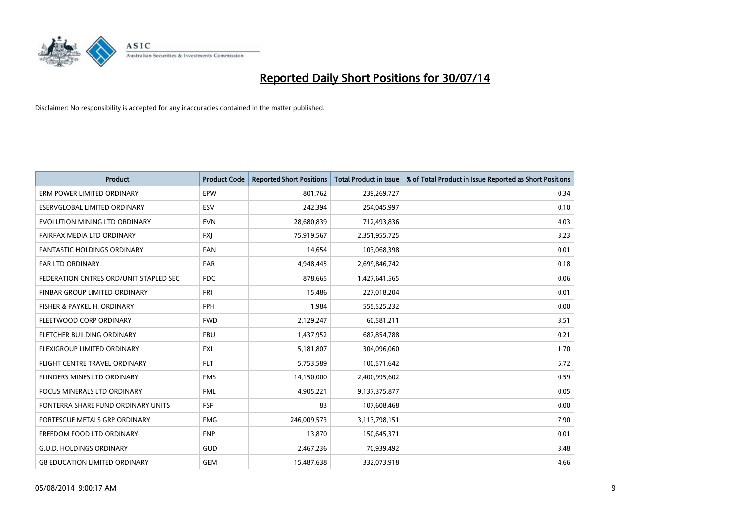# Reported Daily Short Positions for 30/07/14

Disclaimer: No responsibility is accepted for any inaccuracies contained in the matter published.

| Product | Product Code | Reported Short Positions | Total Product in Issue | % of Total Product in Issue Reported as Short Positions |
| --- | --- | --- | --- | --- |
| ERM POWER LIMITED ORDINARY | EPW | 801,762 | 239,269,727 | 0.34 |
| ESERVGLOBAL LIMITED ORDINARY | ESV | 242,394 | 254,045,997 | 0.10 |
| EVOLUTION MINING LTD ORDINARY | EVN | 28,680,839 | 712,493,836 | 4.03 |
| FAIRFAX MEDIA LTD ORDINARY | FXJ | 75,919,567 | 2,351,955,725 | 3.23 |
| FANTASTIC HOLDINGS ORDINARY | FAN | 14,654 | 103,068,398 | 0.01 |
| FAR LTD ORDINARY | FAR | 4,948,445 | 2,699,846,742 | 0.18 |
| FEDERATION CNTRES ORD/UNIT STAPLED SEC | FDC | 878,665 | 1,427,641,565 | 0.06 |
| FINBAR GROUP LIMITED ORDINARY | FRI | 15,486 | 227,018,204 | 0.01 |
| FISHER & PAYKEL H. ORDINARY | FPH | 1,984 | 555,525,232 | 0.00 |
| FLEETWOOD CORP ORDINARY | FWD | 2,129,247 | 60,581,211 | 3.51 |
| FLETCHER BUILDING ORDINARY | FBU | 1,437,952 | 687,854,788 | 0.21 |
| FLEXIGROUP LIMITED ORDINARY | FXL | 5,181,807 | 304,096,060 | 1.70 |
| FLIGHT CENTRE TRAVEL ORDINARY | FLT | 5,753,589 | 100,571,642 | 5.72 |
| FLINDERS MINES LTD ORDINARY | FMS | 14,150,000 | 2,400,995,602 | 0.59 |
| FOCUS MINERALS LTD ORDINARY | FML | 4,905,221 | 9,137,375,877 | 0.05 |
| FONTERRA SHARE FUND ORDINARY UNITS | FSF | 83 | 107,608,468 | 0.00 |
| FORTESCUE METALS GRP ORDINARY | FMG | 246,009,573 | 3,113,798,151 | 7.90 |
| FREEDOM FOOD LTD ORDINARY | FNP | 13,870 | 150,645,371 | 0.01 |
| G.U.D. HOLDINGS ORDINARY | GUD | 2,467,236 | 70,939,492 | 3.48 |
| G8 EDUCATION LIMITED ORDINARY | GEM | 15,487,638 | 332,073,918 | 4.66 |

05/08/2014 9:00:17 AM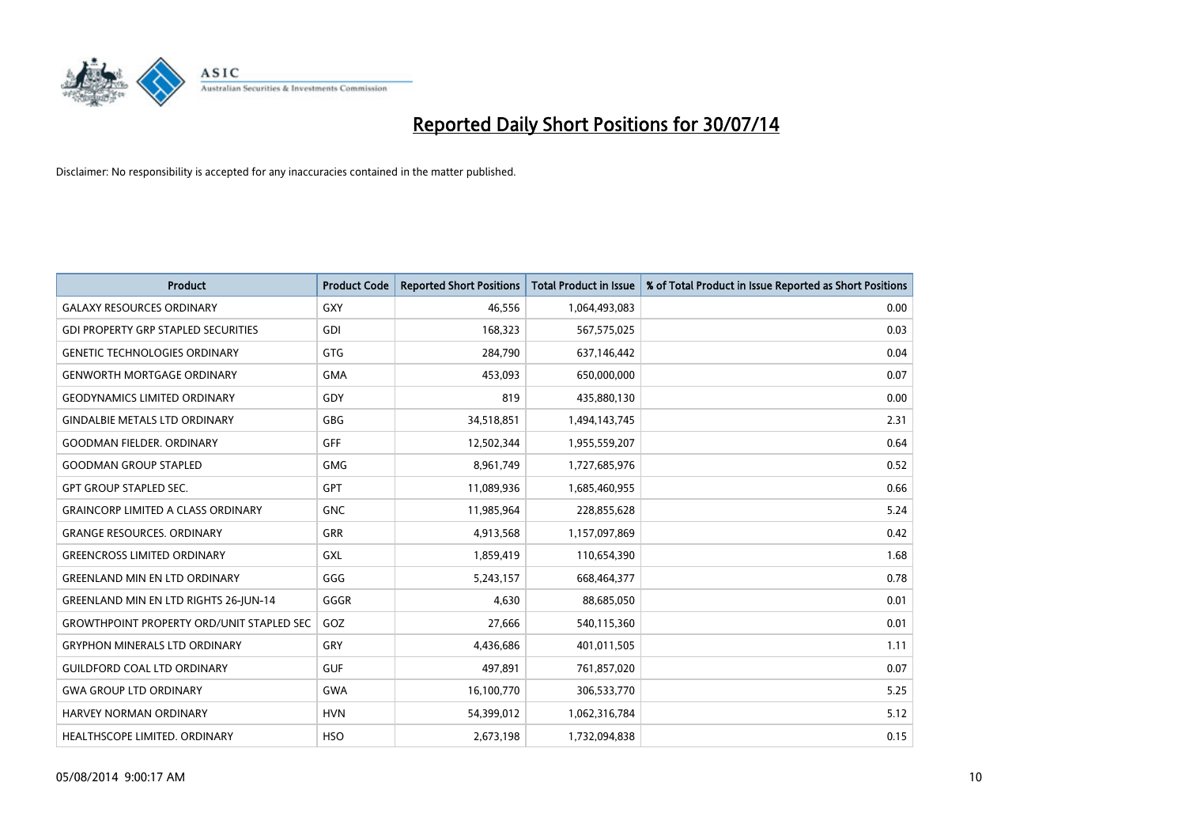# Reported Daily Short Positions for 30/07/14

Disclaimer: No responsibility is accepted for any inaccuracies contained in the matter published.

| Product | Product Code | Reported Short Positions | Total Product in Issue | % of Total Product in Issue Reported as Short Positions |
|---|---|---|---|---|
| GALAXY RESOURCES ORDINARY | GXY | 46,556 | 1,064,493,083 | 0.00 |
| GDI PROPERTY GRP STAPLED SECURITIES | GDI | 168,323 | 567,575,025 | 0.03 |
| GENETIC TECHNOLOGIES ORDINARY | GTG | 284,790 | 637,146,442 | 0.04 |
| GENWORTH MORTGAGE ORDINARY | GMA | 453,093 | 650,000,000 | 0.07 |
| GEODYNAMICS LIMITED ORDINARY | GDY | 819 | 435,880,130 | 0.00 |
| GINDALBIE METALS LTD ORDINARY | GBG | 34,518,851 | 1,494,143,745 | 2.31 |
| GOODMAN FIELDER. ORDINARY | GFF | 12,502,344 | 1,955,559,207 | 0.64 |
| GOODMAN GROUP STAPLED | GMG | 8,961,749 | 1,727,685,976 | 0.52 |
| GPT GROUP STAPLED SEC. | GPT | 11,089,936 | 1,685,460,955 | 0.66 |
| GRAINCORP LIMITED A CLASS ORDINARY | GNC | 11,985,964 | 228,855,628 | 5.24 |
| GRANGE RESOURCES. ORDINARY | GRR | 4,913,568 | 1,157,097,869 | 0.42 |
| GREENCROSS LIMITED ORDINARY | GXL | 1,859,419 | 110,654,390 | 1.68 |
| GREENLAND MIN EN LTD ORDINARY | GGG | 5,243,157 | 668,464,377 | 0.78 |
| GREENLAND MIN EN LTD RIGHTS 26-JUN-14 | GGGR | 4,630 | 88,685,050 | 0.01 |
| GROWTHPOINT PROPERTY ORD/UNIT STAPLED SEC | GOZ | 27,666 | 540,115,360 | 0.01 |
| GRYPHON MINERALS LTD ORDINARY | GRY | 4,436,686 | 401,011,505 | 1.11 |
| GUILDFORD COAL LTD ORDINARY | GUF | 497,891 | 761,857,020 | 0.07 |
| GWA GROUP LTD ORDINARY | GWA | 16,100,770 | 306,533,770 | 5.25 |
| HARVEY NORMAN ORDINARY | HVN | 54,399,012 | 1,062,316,784 | 5.12 |
| HEALTHSCOPE LIMITED. ORDINARY | HSO | 2,673,198 | 1,732,094,838 | 0.15 |

05/08/2014 9:00:17 AM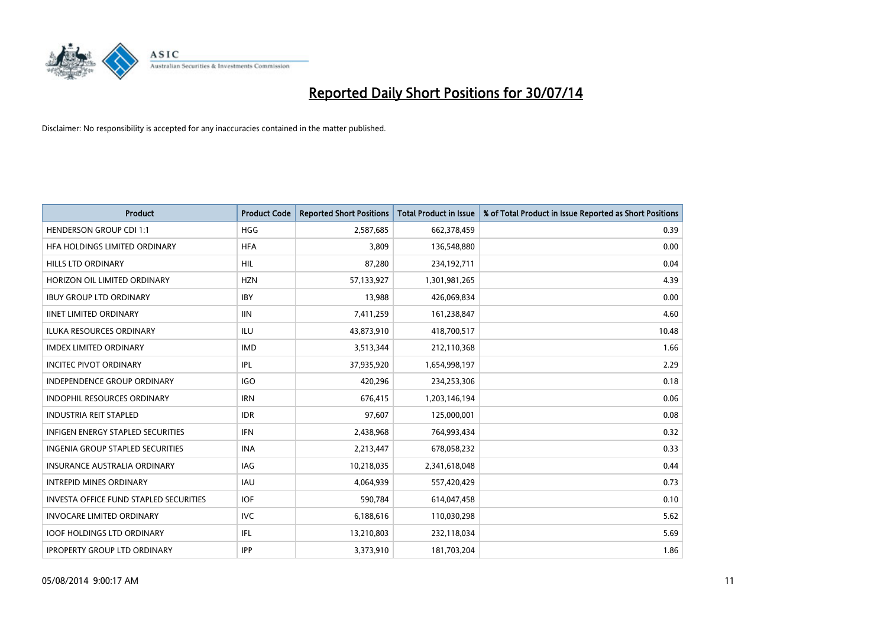# Reported Daily Short Positions for 30/07/14

Disclaimer: No responsibility is accepted for any inaccuracies contained in the matter published.

| Product | Product Code | Reported Short Positions | Total Product in Issue | % of Total Product in Issue Reported as Short Positions |
|---|---|---|---|---|
| HENDERSON GROUP CDI 1:1 | HGG | 2,587,685 | 662,378,459 | 0.39 |
| HFA HOLDINGS LIMITED ORDINARY | HFA | 3,809 | 136,548,880 | 0.00 |
| HILLS LTD ORDINARY | HIL | 87,280 | 234,192,711 | 0.04 |
| HORIZON OIL LIMITED ORDINARY | HZN | 57,133,927 | 1,301,981,265 | 4.39 |
| IBUY GROUP LTD ORDINARY | IBY | 13,988 | 426,069,834 | 0.00 |
| IINET LIMITED ORDINARY | IIN | 7,411,259 | 161,238,847 | 4.60 |
| ILUKA RESOURCES ORDINARY | ILU | 43,873,910 | 418,700,517 | 10.48 |
| IMDEX LIMITED ORDINARY | IMD | 3,513,344 | 212,110,368 | 1.66 |
| INCITEC PIVOT ORDINARY | IPL | 37,935,920 | 1,654,998,197 | 2.29 |
| INDEPENDENCE GROUP ORDINARY | IGO | 420,296 | 234,253,306 | 0.18 |
| INDOPHIL RESOURCES ORDINARY | IRN | 676,415 | 1,203,146,194 | 0.06 |
| INDUSTRIA REIT STAPLED | IDR | 97,607 | 125,000,001 | 0.08 |
| INFIGEN ENERGY STAPLED SECURITIES | IFN | 2,438,968 | 764,993,434 | 0.32 |
| INGENIA GROUP STAPLED SECURITIES | INA | 2,213,447 | 678,058,232 | 0.33 |
| INSURANCE AUSTRALIA ORDINARY | IAG | 10,218,035 | 2,341,618,048 | 0.44 |
| INTREPID MINES ORDINARY | IAU | 4,064,939 | 557,420,429 | 0.73 |
| INVESTA OFFICE FUND STAPLED SECURITIES | IOF | 590,784 | 614,047,458 | 0.10 |
| INVOCARE LIMITED ORDINARY | IVC | 6,188,616 | 110,030,298 | 5.62 |
| IOOF HOLDINGS LTD ORDINARY | IFL | 13,210,803 | 232,118,034 | 5.69 |
| IPROPERTY GROUP LTD ORDINARY | IPP | 3,373,910 | 181,703,204 | 1.86 |

05/08/2014 9:00:17 AM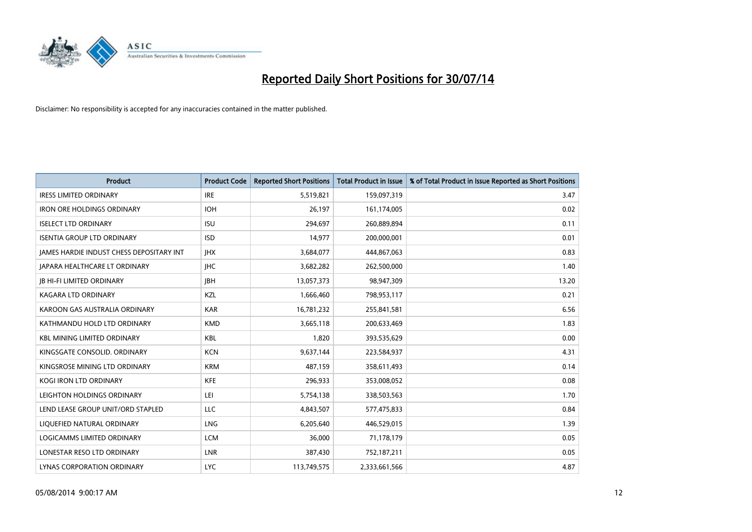# Reported Daily Short Positions for 30/07/14

Disclaimer: No responsibility is accepted for any inaccuracies contained in the matter published.

| Product | Product Code | Reported Short Positions | Total Product in Issue | % of Total Product in Issue Reported as Short Positions |
|---|---|---|---|---|
| IRESS LIMITED ORDINARY | IRE | 5,519,821 | 159,097,319 | 3.47 |
| IRON ORE HOLDINGS ORDINARY | IOH | 26,197 | 161,174,005 | 0.02 |
| ISELECT LTD ORDINARY | ISU | 294,697 | 260,889,894 | 0.11 |
| ISENTIA GROUP LTD ORDINARY | ISD | 14,977 | 200,000,001 | 0.01 |
| JAMES HARDIE INDUST CHESS DEPOSITARY INT | JHX | 3,684,077 | 444,867,063 | 0.83 |
| JAPARA HEALTHCARE LT ORDINARY | JHC | 3,682,282 | 262,500,000 | 1.40 |
| JB HI-FI LIMITED ORDINARY | JBH | 13,057,373 | 98,947,309 | 13.20 |
| KAGARA LTD ORDINARY | KZL | 1,666,460 | 798,953,117 | 0.21 |
| KAROON GAS AUSTRALIA ORDINARY | KAR | 16,781,232 | 255,841,581 | 6.56 |
| KATHMANDU HOLD LTD ORDINARY | KMD | 3,665,118 | 200,633,469 | 1.83 |
| KBL MINING LIMITED ORDINARY | KBL | 1,820 | 393,535,629 | 0.00 |
| KINGSGATE CONSOLID. ORDINARY | KCN | 9,637,144 | 223,584,937 | 4.31 |
| KINGSROSE MINING LTD ORDINARY | KRM | 487,159 | 358,611,493 | 0.14 |
| KOGI IRON LTD ORDINARY | KFE | 296,933 | 353,008,052 | 0.08 |
| LEIGHTON HOLDINGS ORDINARY | LEI | 5,754,138 | 338,503,563 | 1.70 |
| LEND LEASE GROUP UNIT/ORD STAPLED | LLC | 4,843,507 | 577,475,833 | 0.84 |
| LIQUEFIED NATURAL ORDINARY | LNG | 6,205,640 | 446,529,015 | 1.39 |
| LOGICAMMS LIMITED ORDINARY | LCM | 36,000 | 71,178,179 | 0.05 |
| LONESTAR RESO LTD ORDINARY | LNR | 387,430 | 752,187,211 | 0.05 |
| LYNAS CORPORATION ORDINARY | LYC | 113,749,575 | 2,333,661,566 | 4.87 |

05/08/2014 9:00:17 AM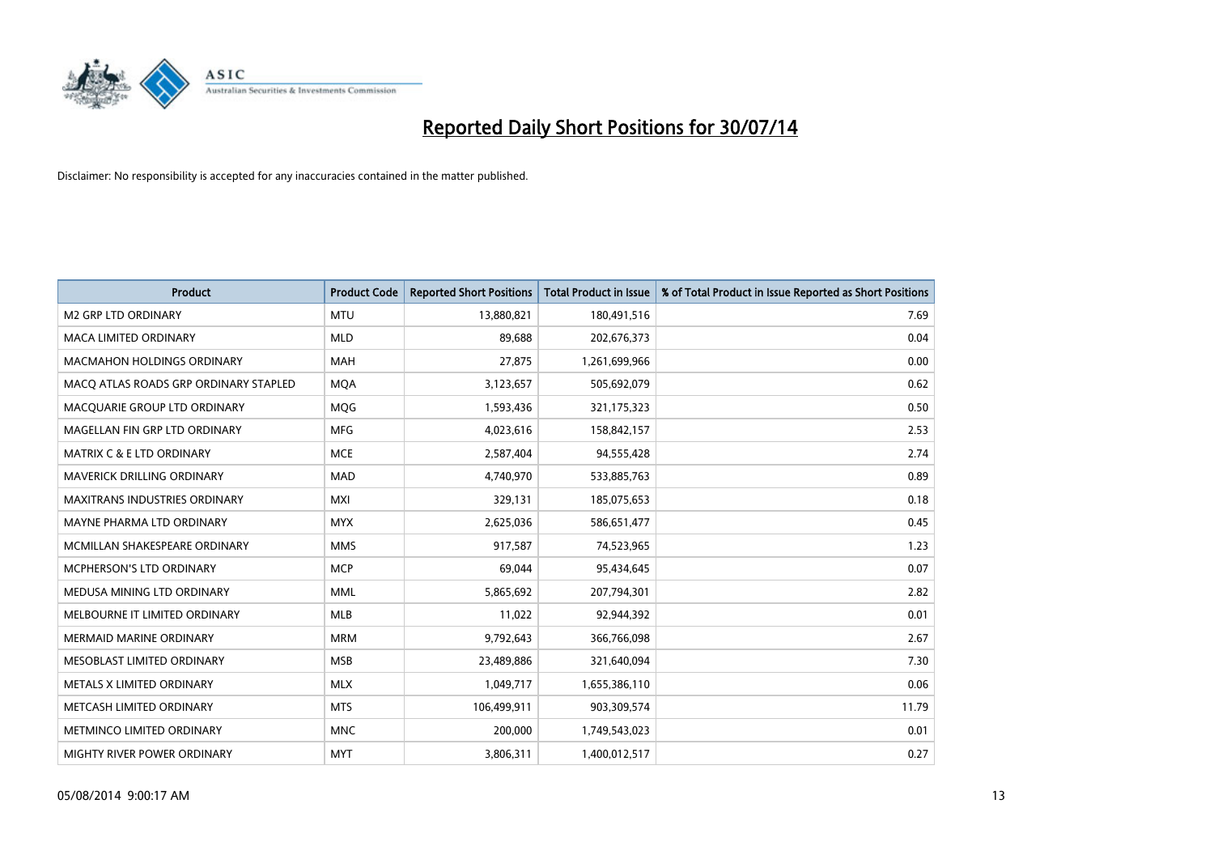# Reported Daily Short Positions for 30/07/14

Disclaimer: No responsibility is accepted for any inaccuracies contained in the matter published.

| Product | Product Code | Reported Short Positions | Total Product in Issue | % of Total Product in Issue Reported as Short Positions |
|---|---|---|---|---|
| M2 GRP LTD ORDINARY | MTU | 13,880,821 | 180,491,516 | 7.69 |
| MACA LIMITED ORDINARY | MLD | 89,688 | 202,676,373 | 0.04 |
| MACMAHON HOLDINGS ORDINARY | MAH | 27,875 | 1,261,699,966 | 0.00 |
| MACQ ATLAS ROADS GRP ORDINARY STAPLED | MQA | 3,123,657 | 505,692,079 | 0.62 |
| MACQUARIE GROUP LTD ORDINARY | MQG | 1,593,436 | 321,175,323 | 0.50 |
| MAGELLAN FIN GRP LTD ORDINARY | MFG | 4,023,616 | 158,842,157 | 2.53 |
| MATRIX C & E LTD ORDINARY | MCE | 2,587,404 | 94,555,428 | 2.74 |
| MAVERICK DRILLING ORDINARY | MAD | 4,740,970 | 533,885,763 | 0.89 |
| MAXITRANS INDUSTRIES ORDINARY | MXI | 329,131 | 185,075,653 | 0.18 |
| MAYNE PHARMA LTD ORDINARY | MYX | 2,625,036 | 586,651,477 | 0.45 |
| MCMILLAN SHAKESPEARE ORDINARY | MMS | 917,587 | 74,523,965 | 1.23 |
| MCPHERSON'S LTD ORDINARY | MCP | 69,044 | 95,434,645 | 0.07 |
| MEDUSA MINING LTD ORDINARY | MML | 5,865,692 | 207,794,301 | 2.82 |
| MELBOURNE IT LIMITED ORDINARY | MLB | 11,022 | 92,944,392 | 0.01 |
| MERMAID MARINE ORDINARY | MRM | 9,792,643 | 366,766,098 | 2.67 |
| MESOBLAST LIMITED ORDINARY | MSB | 23,489,886 | 321,640,094 | 7.30 |
| METALS X LIMITED ORDINARY | MLX | 1,049,717 | 1,655,386,110 | 0.06 |
| METCASH LIMITED ORDINARY | MTS | 106,499,911 | 903,309,574 | 11.79 |
| METMINCO LIMITED ORDINARY | MNC | 200,000 | 1,749,543,023 | 0.01 |
| MIGHTY RIVER POWER ORDINARY | MYT | 3,806,311 | 1,400,012,517 | 0.27 |

05/08/2014 9:00:17 AM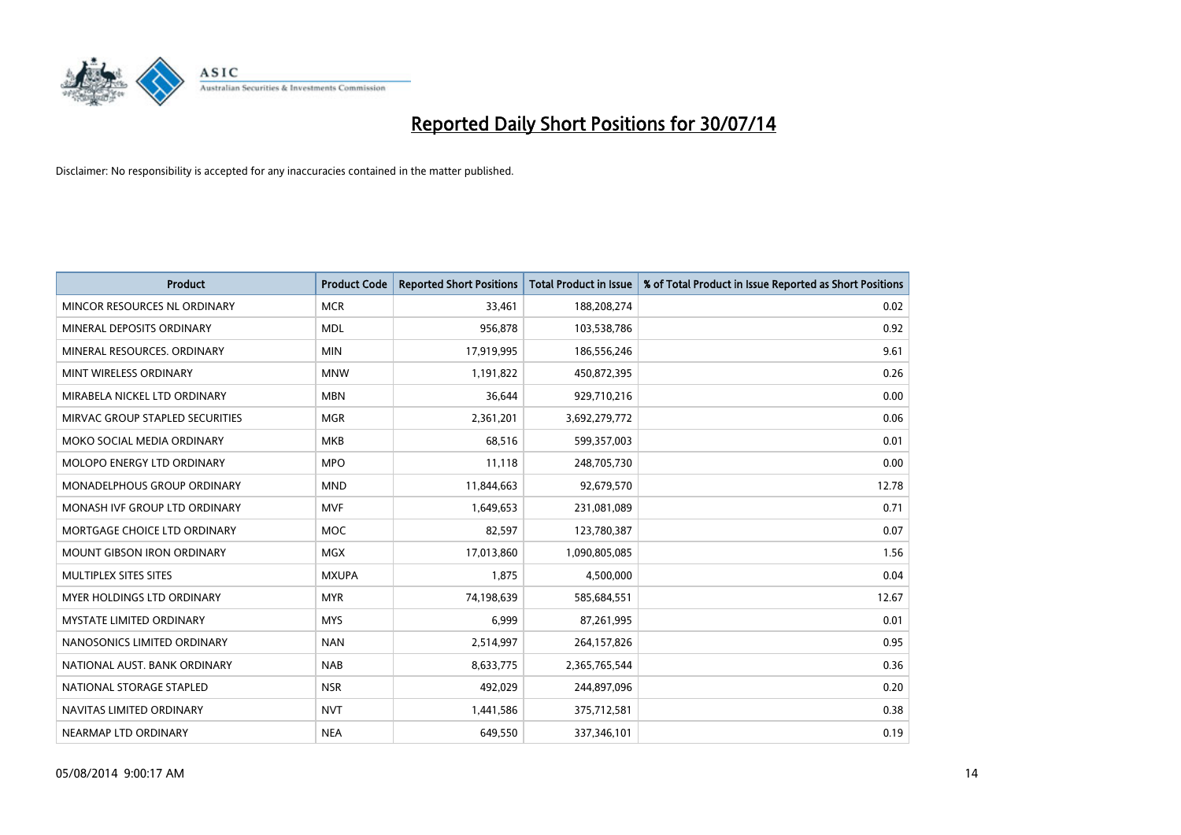# Reported Daily Short Positions for 30/07/14

Disclaimer: No responsibility is accepted for any inaccuracies contained in the matter published.

| Product | Product Code | Reported Short Positions | Total Product in Issue | % of Total Product in Issue Reported as Short Positions |
| --- | --- | --- | --- | --- |
| MINCOR RESOURCES NL ORDINARY | MCR | 33,461 | 188,208,274 | 0.02 |
| MINERAL DEPOSITS ORDINARY | MDL | 956,878 | 103,538,786 | 0.92 |
| MINERAL RESOURCES. ORDINARY | MIN | 17,919,995 | 186,556,246 | 9.61 |
| MINT WIRELESS ORDINARY | MNW | 1,191,822 | 450,872,395 | 0.26 |
| MIRABELA NICKEL LTD ORDINARY | MBN | 36,644 | 929,710,216 | 0.00 |
| MIRVAC GROUP STAPLED SECURITIES | MGR | 2,361,201 | 3,692,279,772 | 0.06 |
| MOKO SOCIAL MEDIA ORDINARY | MKB | 68,516 | 599,357,003 | 0.01 |
| MOLOPO ENERGY LTD ORDINARY | MPO | 11,118 | 248,705,730 | 0.00 |
| MONADELPHOUS GROUP ORDINARY | MND | 11,844,663 | 92,679,570 | 12.78 |
| MONASH IVF GROUP LTD ORDINARY | MVF | 1,649,653 | 231,081,089 | 0.71 |
| MORTGAGE CHOICE LTD ORDINARY | MOC | 82,597 | 123,780,387 | 0.07 |
| MOUNT GIBSON IRON ORDINARY | MGX | 17,013,860 | 1,090,805,085 | 1.56 |
| MULTIPLEX SITES SITES | MXUPA | 1,875 | 4,500,000 | 0.04 |
| MYER HOLDINGS LTD ORDINARY | MYR | 74,198,639 | 585,684,551 | 12.67 |
| MYSTATE LIMITED ORDINARY | MYS | 6,999 | 87,261,995 | 0.01 |
| NANOSONICS LIMITED ORDINARY | NAN | 2,514,997 | 264,157,826 | 0.95 |
| NATIONAL AUST. BANK ORDINARY | NAB | 8,633,775 | 2,365,765,544 | 0.36 |
| NATIONAL STORAGE STAPLED | NSR | 492,029 | 244,897,096 | 0.20 |
| NAVITAS LIMITED ORDINARY | NVT | 1,441,586 | 375,712,581 | 0.38 |
| NEARMAP LTD ORDINARY | NEA | 649,550 | 337,346,101 | 0.19 |

05/08/2014 9:00:17 AM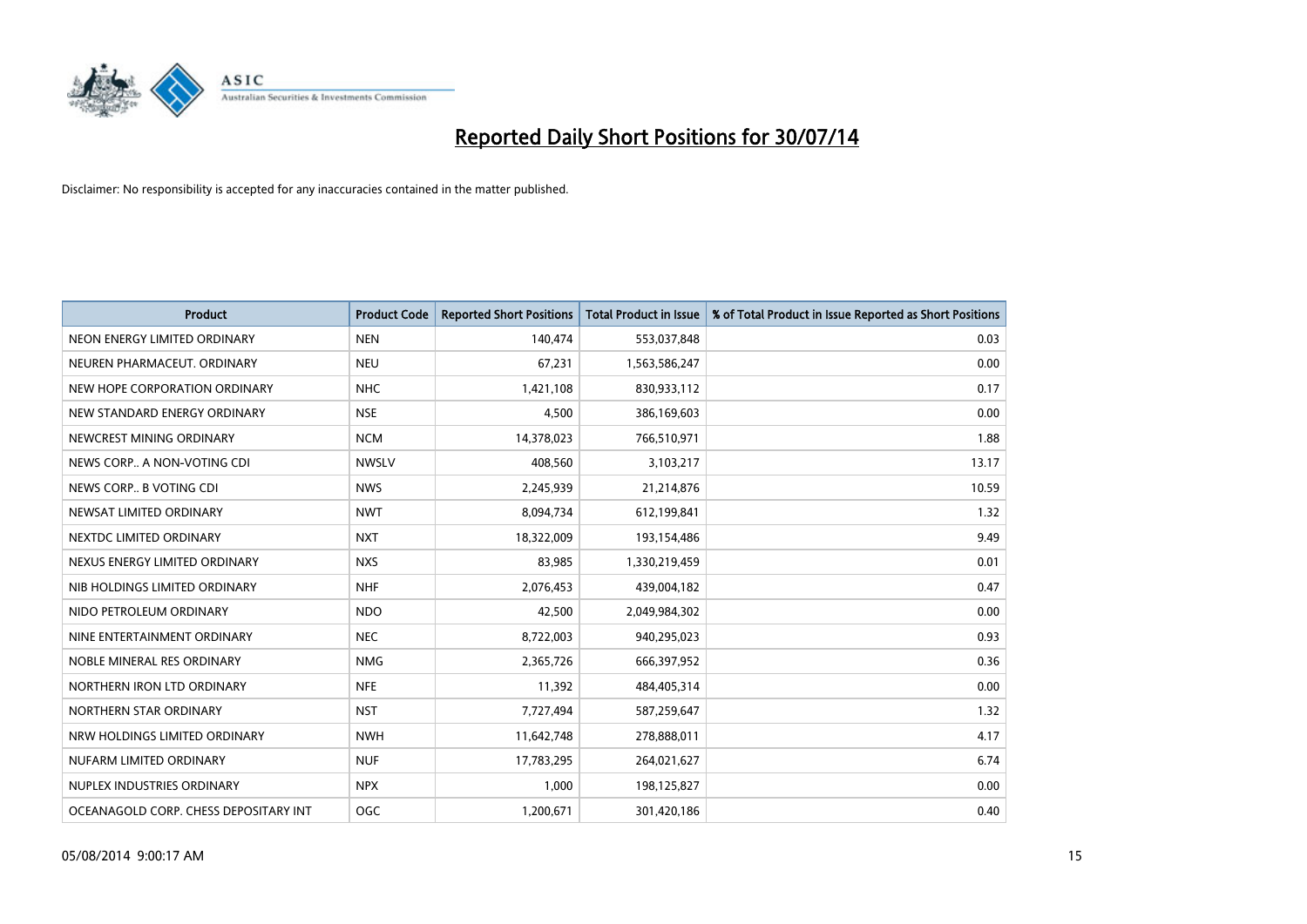# Reported Daily Short Positions for 30/07/14

Disclaimer: No responsibility is accepted for any inaccuracies contained in the matter published.

| Product | Product Code | Reported Short Positions | Total Product in Issue | % of Total Product in Issue Reported as Short Positions |
|---|---|---|---|---|
| NEON ENERGY LIMITED ORDINARY | NEN | 140,474 | 553,037,848 | 0.03 |
| NEUREN PHARMACEUT. ORDINARY | NEU | 67,231 | 1,563,586,247 | 0.00 |
| NEW HOPE CORPORATION ORDINARY | NHC | 1,421,108 | 830,933,112 | 0.17 |
| NEW STANDARD ENERGY ORDINARY | NSE | 4,500 | 386,169,603 | 0.00 |
| NEWCREST MINING ORDINARY | NCM | 14,378,023 | 766,510,971 | 1.88 |
| NEWS CORP.. A NON-VOTING CDI | NWSLV | 408,560 | 3,103,217 | 13.17 |
| NEWS CORP.. B VOTING CDI | NWS | 2,245,939 | 21,214,876 | 10.59 |
| NEWSAT LIMITED ORDINARY | NWT | 8,094,734 | 612,199,841 | 1.32 |
| NEXTDC LIMITED ORDINARY | NXT | 18,322,009 | 193,154,486 | 9.49 |
| NEXUS ENERGY LIMITED ORDINARY | NXS | 83,985 | 1,330,219,459 | 0.01 |
| NIB HOLDINGS LIMITED ORDINARY | NHF | 2,076,453 | 439,004,182 | 0.47 |
| NIDO PETROLEUM ORDINARY | NDO | 42,500 | 2,049,984,302 | 0.00 |
| NINE ENTERTAINMENT ORDINARY | NEC | 8,722,003 | 940,295,023 | 0.93 |
| NOBLE MINERAL RES ORDINARY | NMG | 2,365,726 | 666,397,952 | 0.36 |
| NORTHERN IRON LTD ORDINARY | NFE | 11,392 | 484,405,314 | 0.00 |
| NORTHERN STAR ORDINARY | NST | 7,727,494 | 587,259,647 | 1.32 |
| NRW HOLDINGS LIMITED ORDINARY | NWH | 11,642,748 | 278,888,011 | 4.17 |
| NUFARM LIMITED ORDINARY | NUF | 17,783,295 | 264,021,627 | 6.74 |
| NUPLEX INDUSTRIES ORDINARY | NPX | 1,000 | 198,125,827 | 0.00 |
| OCEANAGOLD CORP. CHESS DEPOSITARY INT | OGC | 1,200,671 | 301,420,186 | 0.40 |

05/08/2014 9:00:17 AM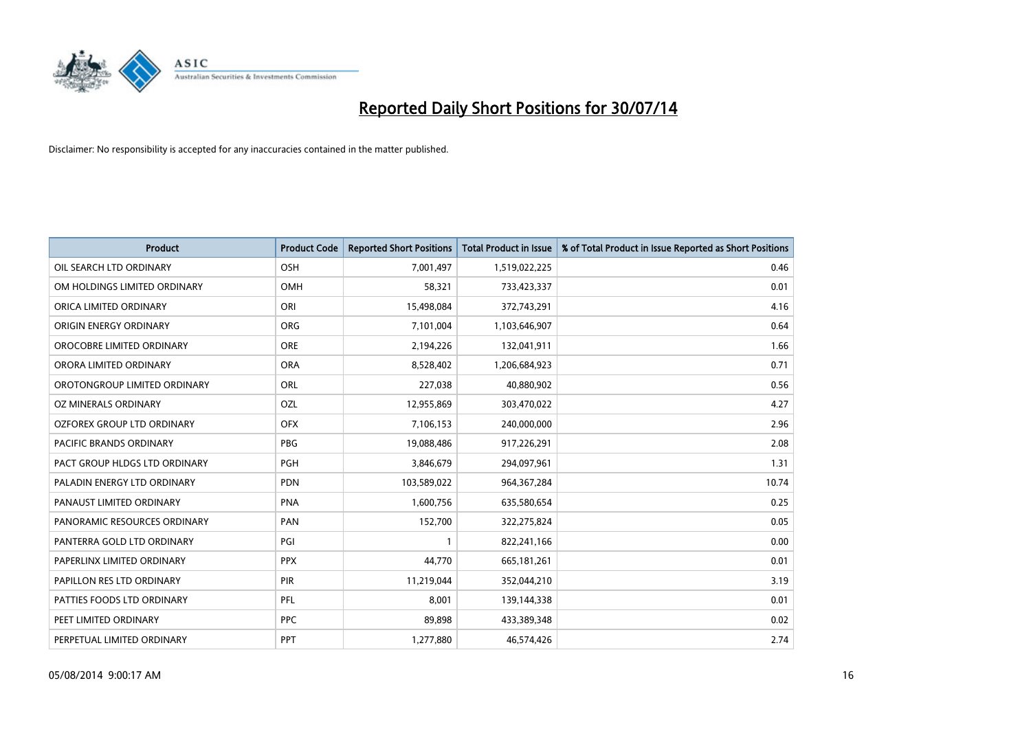# Reported Daily Short Positions for 30/07/14

Disclaimer: No responsibility is accepted for any inaccuracies contained in the matter published.

| Product | Product Code | Reported Short Positions | Total Product in Issue | % of Total Product in Issue Reported as Short Positions |
|---|---|---|---|---|
| OIL SEARCH LTD ORDINARY | OSH | 7,001,497 | 1,519,022,225 | 0.46 |
| OM HOLDINGS LIMITED ORDINARY | OMH | 58,321 | 733,423,337 | 0.01 |
| ORICA LIMITED ORDINARY | ORI | 15,498,084 | 372,743,291 | 4.16 |
| ORIGIN ENERGY ORDINARY | ORG | 7,101,004 | 1,103,646,907 | 0.64 |
| OROCOBRE LIMITED ORDINARY | ORE | 2,194,226 | 132,041,911 | 1.66 |
| ORORA LIMITED ORDINARY | ORA | 8,528,402 | 1,206,684,923 | 0.71 |
| OROTONGROUP LIMITED ORDINARY | ORL | 227,038 | 40,880,902 | 0.56 |
| OZ MINERALS ORDINARY | OZL | 12,955,869 | 303,470,022 | 4.27 |
| OZFOREX GROUP LTD ORDINARY | OFX | 7,106,153 | 240,000,000 | 2.96 |
| PACIFIC BRANDS ORDINARY | PBG | 19,088,486 | 917,226,291 | 2.08 |
| PACT GROUP HLDGS LTD ORDINARY | PGH | 3,846,679 | 294,097,961 | 1.31 |
| PALADIN ENERGY LTD ORDINARY | PDN | 103,589,022 | 964,367,284 | 10.74 |
| PANAUST LIMITED ORDINARY | PNA | 1,600,756 | 635,580,654 | 0.25 |
| PANORAMIC RESOURCES ORDINARY | PAN | 152,700 | 322,275,824 | 0.05 |
| PANTERRA GOLD LTD ORDINARY | PGI | 1 | 822,241,166 | 0.00 |
| PAPERLINX LIMITED ORDINARY | PPX | 44,770 | 665,181,261 | 0.01 |
| PAPILLON RES LTD ORDINARY | PIR | 11,219,044 | 352,044,210 | 3.19 |
| PATTIES FOODS LTD ORDINARY | PFL | 8,001 | 139,144,338 | 0.01 |
| PEET LIMITED ORDINARY | PPC | 89,898 | 433,389,348 | 0.02 |
| PERPETUAL LIMITED ORDINARY | PPT | 1,277,880 | 46,574,426 | 2.74 |

05/08/2014 9:00:17 AM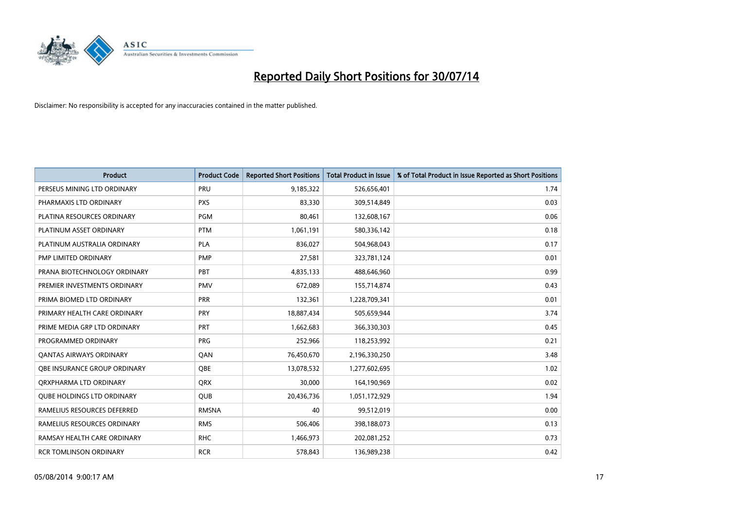# Reported Daily Short Positions for 30/07/14

Disclaimer: No responsibility is accepted for any inaccuracies contained in the matter published.

| Product | Product Code | Reported Short Positions | Total Product in Issue | % of Total Product in Issue Reported as Short Positions |
|---|---|---|---|---|
| PERSEUS MINING LTD ORDINARY | PRU | 9,185,322 | 526,656,401 | 1.74 |
| PHARMAXIS LTD ORDINARY | PXS | 83,330 | 309,514,849 | 0.03 |
| PLATINA RESOURCES ORDINARY | PGM | 80,461 | 132,608,167 | 0.06 |
| PLATINUM ASSET ORDINARY | PTM | 1,061,191 | 580,336,142 | 0.18 |
| PLATINUM AUSTRALIA ORDINARY | PLA | 836,027 | 504,968,043 | 0.17 |
| PMP LIMITED ORDINARY | PMP | 27,581 | 323,781,124 | 0.01 |
| PRANA BIOTECHNOLOGY ORDINARY | PBT | 4,835,133 | 488,646,960 | 0.99 |
| PREMIER INVESTMENTS ORDINARY | PMV | 672,089 | 155,714,874 | 0.43 |
| PRIMA BIOMED LTD ORDINARY | PRR | 132,361 | 1,228,709,341 | 0.01 |
| PRIMARY HEALTH CARE ORDINARY | PRY | 18,887,434 | 505,659,944 | 3.74 |
| PRIME MEDIA GRP LTD ORDINARY | PRT | 1,662,683 | 366,330,303 | 0.45 |
| PROGRAMMED ORDINARY | PRG | 252,966 | 118,253,992 | 0.21 |
| QANTAS AIRWAYS ORDINARY | QAN | 76,450,670 | 2,196,330,250 | 3.48 |
| QBE INSURANCE GROUP ORDINARY | QBE | 13,078,532 | 1,277,602,695 | 1.02 |
| QRXPHARMA LTD ORDINARY | QRX | 30,000 | 164,190,969 | 0.02 |
| QUBE HOLDINGS LTD ORDINARY | QUB | 20,436,736 | 1,051,172,929 | 1.94 |
| RAMELIUS RESOURCES DEFERRED | RMSNA | 40 | 99,512,019 | 0.00 |
| RAMELIUS RESOURCES ORDINARY | RMS | 506,406 | 398,188,073 | 0.13 |
| RAMSAY HEALTH CARE ORDINARY | RHC | 1,466,973 | 202,081,252 | 0.73 |
| RCR TOMLINSON ORDINARY | RCR | 578,843 | 136,989,238 | 0.42 |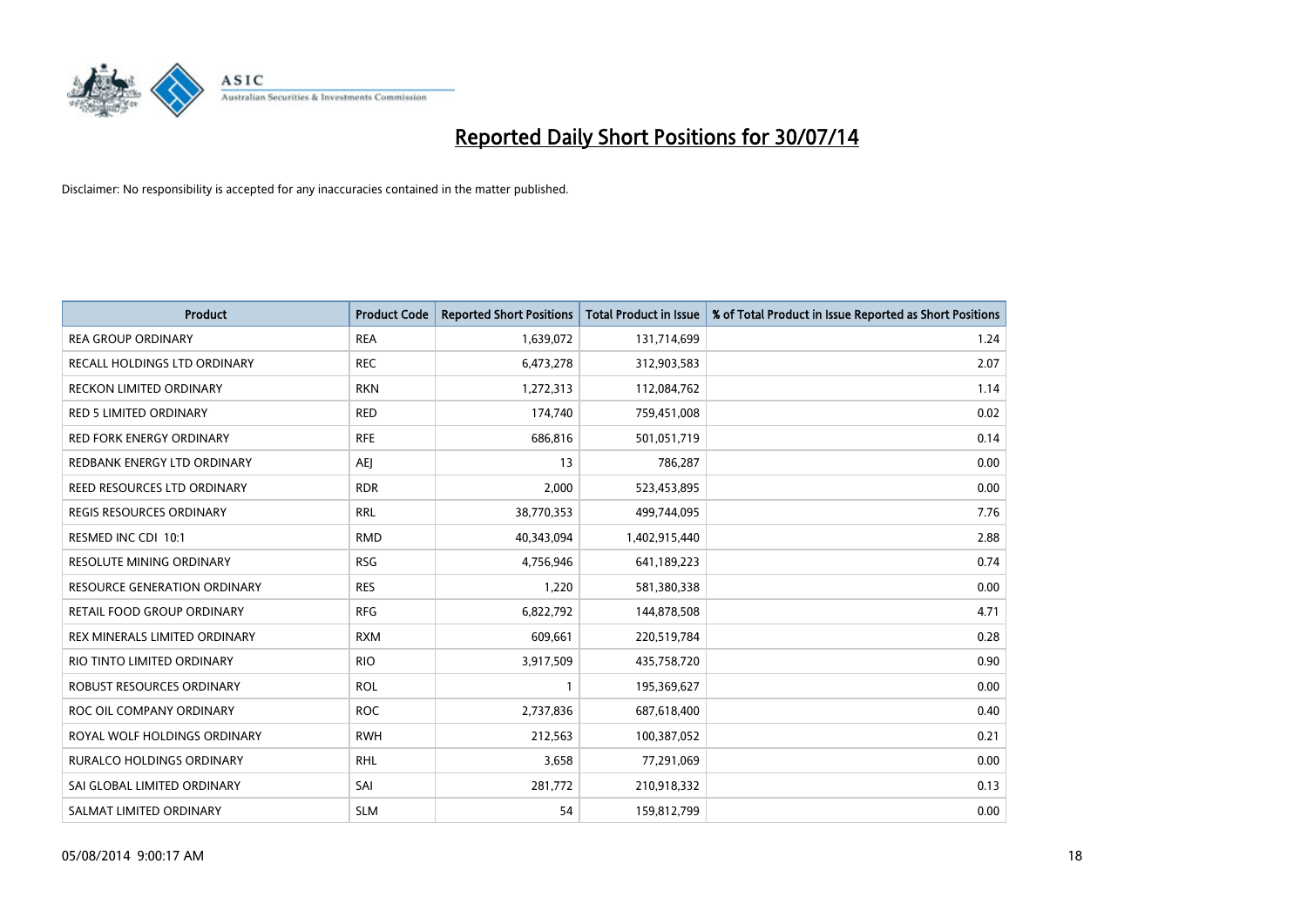# Reported Daily Short Positions for 30/07/14

Disclaimer: No responsibility is accepted for any inaccuracies contained in the matter published.

| Product | Product Code | Reported Short Positions | Total Product in Issue | % of Total Product in Issue Reported as Short Positions |
|---|---|---|---|---|
| REA GROUP ORDINARY | REA | 1,639,072 | 131,714,699 | 1.24 |
| RECALL HOLDINGS LTD ORDINARY | REC | 6,473,278 | 312,903,583 | 2.07 |
| RECKON LIMITED ORDINARY | RKN | 1,272,313 | 112,084,762 | 1.14 |
| RED 5 LIMITED ORDINARY | RED | 174,740 | 759,451,008 | 0.02 |
| RED FORK ENERGY ORDINARY | RFE | 686,816 | 501,051,719 | 0.14 |
| REDBANK ENERGY LTD ORDINARY | AEJ | 13 | 786,287 | 0.00 |
| REED RESOURCES LTD ORDINARY | RDR | 2,000 | 523,453,895 | 0.00 |
| REGIS RESOURCES ORDINARY | RRL | 38,770,353 | 499,744,095 | 7.76 |
| RESMED INC CDI 10:1 | RMD | 40,343,094 | 1,402,915,440 | 2.88 |
| RESOLUTE MINING ORDINARY | RSG | 4,756,946 | 641,189,223 | 0.74 |
| RESOURCE GENERATION ORDINARY | RES | 1,220 | 581,380,338 | 0.00 |
| RETAIL FOOD GROUP ORDINARY | RFG | 6,822,792 | 144,878,508 | 4.71 |
| REX MINERALS LIMITED ORDINARY | RXM | 609,661 | 220,519,784 | 0.28 |
| RIO TINTO LIMITED ORDINARY | RIO | 3,917,509 | 435,758,720 | 0.90 |
| ROBUST RESOURCES ORDINARY | ROL | 1 | 195,369,627 | 0.00 |
| ROC OIL COMPANY ORDINARY | ROC | 2,737,836 | 687,618,400 | 0.40 |
| ROYAL WOLF HOLDINGS ORDINARY | RWH | 212,563 | 100,387,052 | 0.21 |
| RURALCO HOLDINGS ORDINARY | RHL | 3,658 | 77,291,069 | 0.00 |
| SAI GLOBAL LIMITED ORDINARY | SAI | 281,772 | 210,918,332 | 0.13 |
| SALMAT LIMITED ORDINARY | SLM | 54 | 159,812,799 | 0.00 |

05/08/2014 9:00:17 AM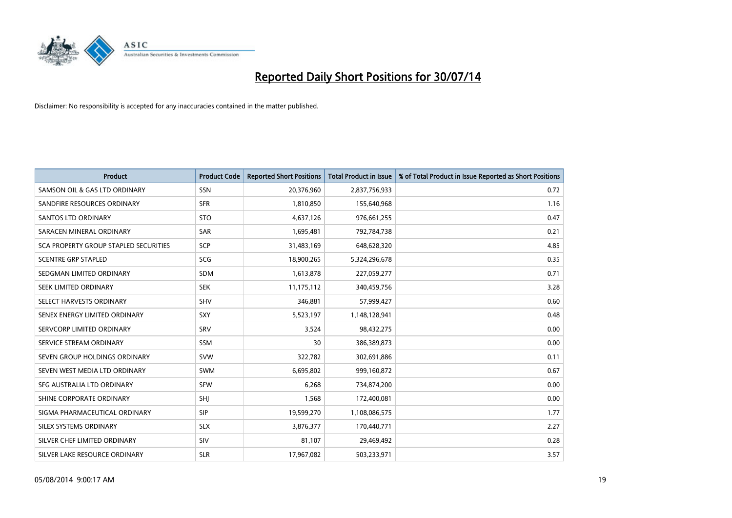# Reported Daily Short Positions for 30/07/14

Disclaimer: No responsibility is accepted for any inaccuracies contained in the matter published.

| Product | Product Code | Reported Short Positions | Total Product in Issue | % of Total Product in Issue Reported as Short Positions |
|---|---|---|---|---|
| SAMSON OIL & GAS LTD ORDINARY | SSN | 20,376,960 | 2,837,756,933 | 0.72 |
| SANDFIRE RESOURCES ORDINARY | SFR | 1,810,850 | 155,640,968 | 1.16 |
| SANTOS LTD ORDINARY | STO | 4,637,126 | 976,661,255 | 0.47 |
| SARACEN MINERAL ORDINARY | SAR | 1,695,481 | 792,784,738 | 0.21 |
| SCA PROPERTY GROUP STAPLED SECURITIES | SCP | 31,483,169 | 648,628,320 | 4.85 |
| SCENTRE GRP STAPLED | SCG | 18,900,265 | 5,324,296,678 | 0.35 |
| SEDGMAN LIMITED ORDINARY | SDM | 1,613,878 | 227,059,277 | 0.71 |
| SEEK LIMITED ORDINARY | SEK | 11,175,112 | 340,459,756 | 3.28 |
| SELECT HARVESTS ORDINARY | SHV | 346,881 | 57,999,427 | 0.60 |
| SENEX ENERGY LIMITED ORDINARY | SXY | 5,523,197 | 1,148,128,941 | 0.48 |
| SERVCORP LIMITED ORDINARY | SRV | 3,524 | 98,432,275 | 0.00 |
| SERVICE STREAM ORDINARY | SSM | 30 | 386,389,873 | 0.00 |
| SEVEN GROUP HOLDINGS ORDINARY | SVW | 322,782 | 302,691,886 | 0.11 |
| SEVEN WEST MEDIA LTD ORDINARY | SWM | 6,695,802 | 999,160,872 | 0.67 |
| SFG AUSTRALIA LTD ORDINARY | SFW | 6,268 | 734,874,200 | 0.00 |
| SHINE CORPORATE ORDINARY | SHJ | 1,568 | 172,400,081 | 0.00 |
| SIGMA PHARMACEUTICAL ORDINARY | SIP | 19,599,270 | 1,108,086,575 | 1.77 |
| SILEX SYSTEMS ORDINARY | SLX | 3,876,377 | 170,440,771 | 2.27 |
| SILVER CHEF LIMITED ORDINARY | SIV | 81,107 | 29,469,492 | 0.28 |
| SILVER LAKE RESOURCE ORDINARY | SLR | 17,967,082 | 503,233,971 | 3.57 |

05/08/2014 9:00:17 AM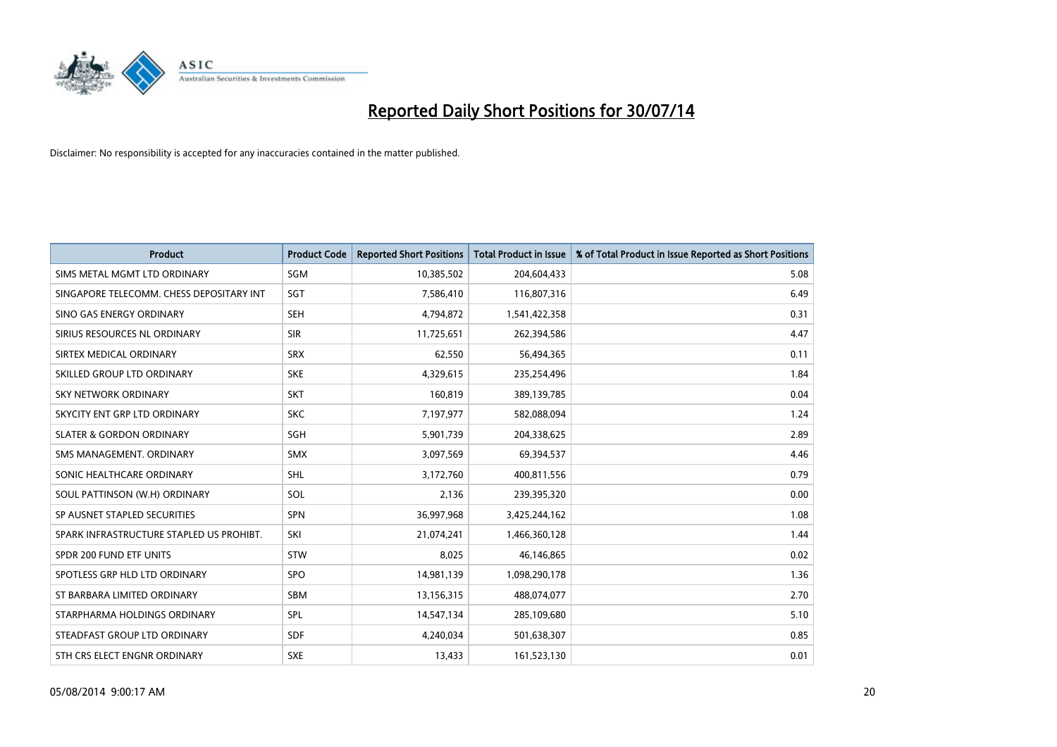# Reported Daily Short Positions for 30/07/14

Disclaimer: No responsibility is accepted for any inaccuracies contained in the matter published.

| Product | Product Code | Reported Short Positions | Total Product in Issue | % of Total Product in Issue Reported as Short Positions |
|---|---|---|---|---|
| SIMS METAL MGMT LTD ORDINARY | SGM | 10,385,502 | 204,604,433 | 5.08 |
| SINGAPORE TELECOMM. CHESS DEPOSITARY INT | SGT | 7,586,410 | 116,807,316 | 6.49 |
| SINO GAS ENERGY ORDINARY | SEH | 4,794,872 | 1,541,422,358 | 0.31 |
| SIRIUS RESOURCES NL ORDINARY | SIR | 11,725,651 | 262,394,586 | 4.47 |
| SIRTEX MEDICAL ORDINARY | SRX | 62,550 | 56,494,365 | 0.11 |
| SKILLED GROUP LTD ORDINARY | SKE | 4,329,615 | 235,254,496 | 1.84 |
| SKY NETWORK ORDINARY | SKT | 160,819 | 389,139,785 | 0.04 |
| SKYCITY ENT GRP LTD ORDINARY | SKC | 7,197,977 | 582,088,094 | 1.24 |
| SLATER & GORDON ORDINARY | SGH | 5,901,739 | 204,338,625 | 2.89 |
| SMS MANAGEMENT. ORDINARY | SMX | 3,097,569 | 69,394,537 | 4.46 |
| SONIC HEALTHCARE ORDINARY | SHL | 3,172,760 | 400,811,556 | 0.79 |
| SOUL PATTINSON (W.H) ORDINARY | SOL | 2,136 | 239,395,320 | 0.00 |
| SP AUSNET STAPLED SECURITIES | SPN | 36,997,968 | 3,425,244,162 | 1.08 |
| SPARK INFRASTRUCTURE STAPLED US PROHIBT. | SKI | 21,074,241 | 1,466,360,128 | 1.44 |
| SPDR 200 FUND ETF UNITS | STW | 8,025 | 46,146,865 | 0.02 |
| SPOTLESS GRP HLD LTD ORDINARY | SPO | 14,981,139 | 1,098,290,178 | 1.36 |
| ST BARBARA LIMITED ORDINARY | SBM | 13,156,315 | 488,074,077 | 2.70 |
| STARPHARMA HOLDINGS ORDINARY | SPL | 14,547,134 | 285,109,680 | 5.10 |
| STEADFAST GROUP LTD ORDINARY | SDF | 4,240,034 | 501,638,307 | 0.85 |
| STH CRS ELECT ENGNR ORDINARY | SXE | 13,433 | 161,523,130 | 0.01 |

05/08/2014 9:00:17 AM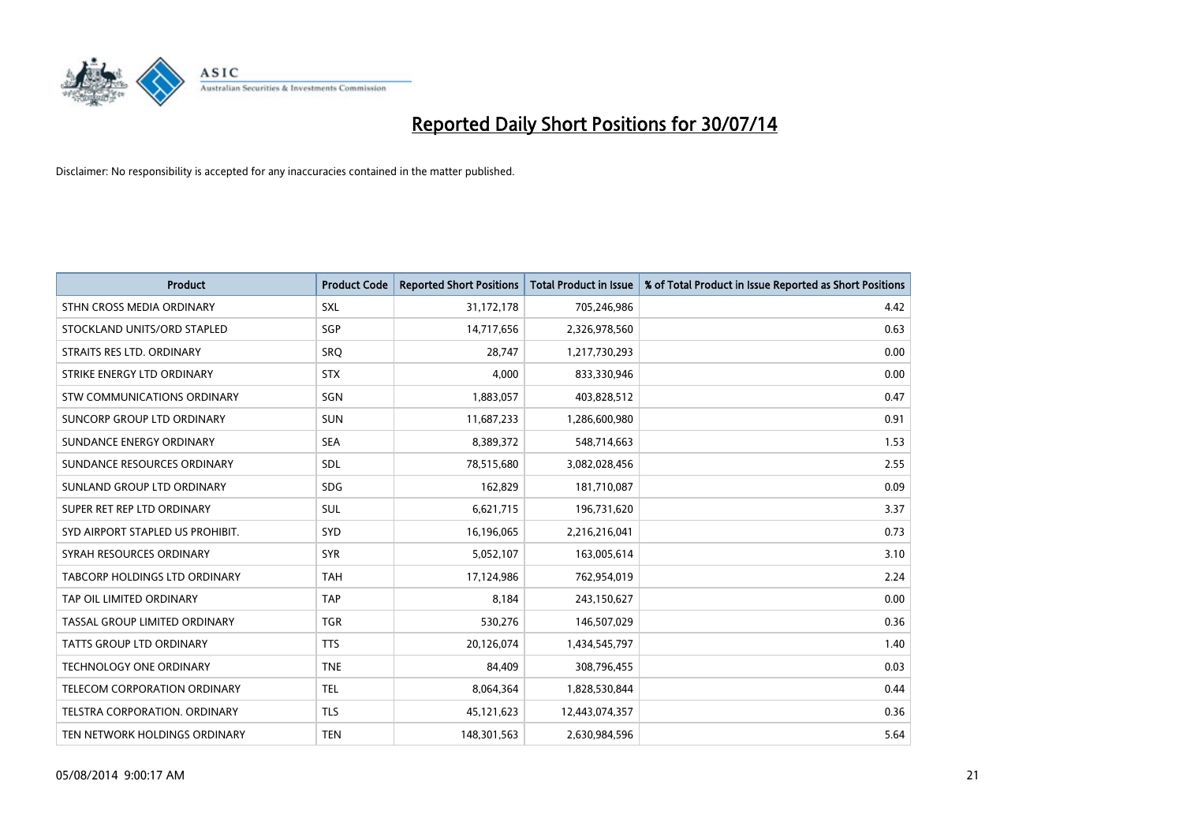# Reported Daily Short Positions for 30/07/14

Disclaimer: No responsibility is accepted for any inaccuracies contained in the matter published.

| Product | Product Code | Reported Short Positions | Total Product in Issue | % of Total Product in Issue Reported as Short Positions |
|---|---|---|---|---|
| STHN CROSS MEDIA ORDINARY | SXL | 31,172,178 | 705,246,986 | 4.42 |
| STOCKLAND UNITS/ORD STAPLED | SGP | 14,717,656 | 2,326,978,560 | 0.63 |
| STRAITS RES LTD. ORDINARY | SRQ | 28,747 | 1,217,730,293 | 0.00 |
| STRIKE ENERGY LTD ORDINARY | STX | 4,000 | 833,330,946 | 0.00 |
| STW COMMUNICATIONS ORDINARY | SGN | 1,883,057 | 403,828,512 | 0.47 |
| SUNCORP GROUP LTD ORDINARY | SUN | 11,687,233 | 1,286,600,980 | 0.91 |
| SUNDANCE ENERGY ORDINARY | SEA | 8,389,372 | 548,714,663 | 1.53 |
| SUNDANCE RESOURCES ORDINARY | SDL | 78,515,680 | 3,082,028,456 | 2.55 |
| SUNLAND GROUP LTD ORDINARY | SDG | 162,829 | 181,710,087 | 0.09 |
| SUPER RET REP LTD ORDINARY | SUL | 6,621,715 | 196,731,620 | 3.37 |
| SYD AIRPORT STAPLED US PROHIBIT. | SYD | 16,196,065 | 2,216,216,041 | 0.73 |
| SYRAH RESOURCES ORDINARY | SYR | 5,052,107 | 163,005,614 | 3.10 |
| TABCORP HOLDINGS LTD ORDINARY | TAH | 17,124,986 | 762,954,019 | 2.24 |
| TAP OIL LIMITED ORDINARY | TAP | 8,184 | 243,150,627 | 0.00 |
| TASSAL GROUP LIMITED ORDINARY | TGR | 530,276 | 146,507,029 | 0.36 |
| TATTS GROUP LTD ORDINARY | TTS | 20,126,074 | 1,434,545,797 | 1.40 |
| TECHNOLOGY ONE ORDINARY | TNE | 84,409 | 308,796,455 | 0.03 |
| TELECOM CORPORATION ORDINARY | TEL | 8,064,364 | 1,828,530,844 | 0.44 |
| TELSTRA CORPORATION. ORDINARY | TLS | 45,121,623 | 12,443,074,357 | 0.36 |
| TEN NETWORK HOLDINGS ORDINARY | TEN | 148,301,563 | 2,630,984,596 | 5.64 |

05/08/2014 9:00:17 AM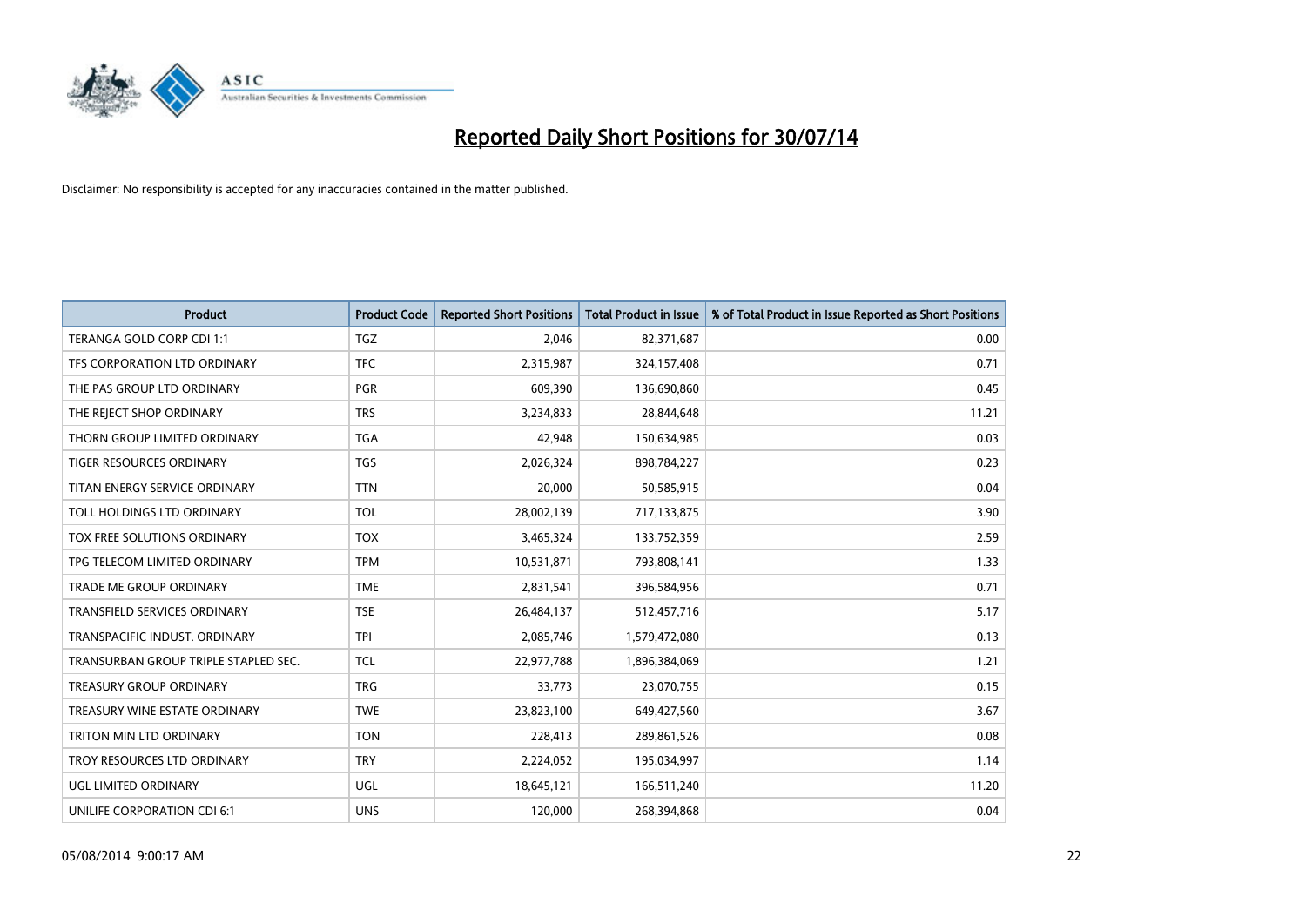# Reported Daily Short Positions for 30/07/14

Disclaimer: No responsibility is accepted for any inaccuracies contained in the matter published.

| Product | Product Code | Reported Short Positions | Total Product in Issue | % of Total Product in Issue Reported as Short Positions |
|---|---|---|---|---|
| TERANGA GOLD CORP CDI 1:1 | TGZ | 2,046 | 82,371,687 | 0.00 |
| TFS CORPORATION LTD ORDINARY | TFC | 2,315,987 | 324,157,408 | 0.71 |
| THE PAS GROUP LTD ORDINARY | PGR | 609,390 | 136,690,860 | 0.45 |
| THE REJECT SHOP ORDINARY | TRS | 3,234,833 | 28,844,648 | 11.21 |
| THORN GROUP LIMITED ORDINARY | TGA | 42,948 | 150,634,985 | 0.03 |
| TIGER RESOURCES ORDINARY | TGS | 2,026,324 | 898,784,227 | 0.23 |
| TITAN ENERGY SERVICE ORDINARY | TTN | 20,000 | 50,585,915 | 0.04 |
| TOLL HOLDINGS LTD ORDINARY | TOL | 28,002,139 | 717,133,875 | 3.90 |
| TOX FREE SOLUTIONS ORDINARY | TOX | 3,465,324 | 133,752,359 | 2.59 |
| TPG TELECOM LIMITED ORDINARY | TPM | 10,531,871 | 793,808,141 | 1.33 |
| TRADE ME GROUP ORDINARY | TME | 2,831,541 | 396,584,956 | 0.71 |
| TRANSFIELD SERVICES ORDINARY | TSE | 26,484,137 | 512,457,716 | 5.17 |
| TRANSPACIFIC INDUST. ORDINARY | TPI | 2,085,746 | 1,579,472,080 | 0.13 |
| TRANSURBAN GROUP TRIPLE STAPLED SEC. | TCL | 22,977,788 | 1,896,384,069 | 1.21 |
| TREASURY GROUP ORDINARY | TRG | 33,773 | 23,070,755 | 0.15 |
| TREASURY WINE ESTATE ORDINARY | TWE | 23,823,100 | 649,427,560 | 3.67 |
| TRITON MIN LTD ORDINARY | TON | 228,413 | 289,861,526 | 0.08 |
| TROY RESOURCES LTD ORDINARY | TRY | 2,224,052 | 195,034,997 | 1.14 |
| UGL LIMITED ORDINARY | UGL | 18,645,121 | 166,511,240 | 11.20 |
| UNILIFE CORPORATION CDI 6:1 | UNS | 120,000 | 268,394,868 | 0.04 |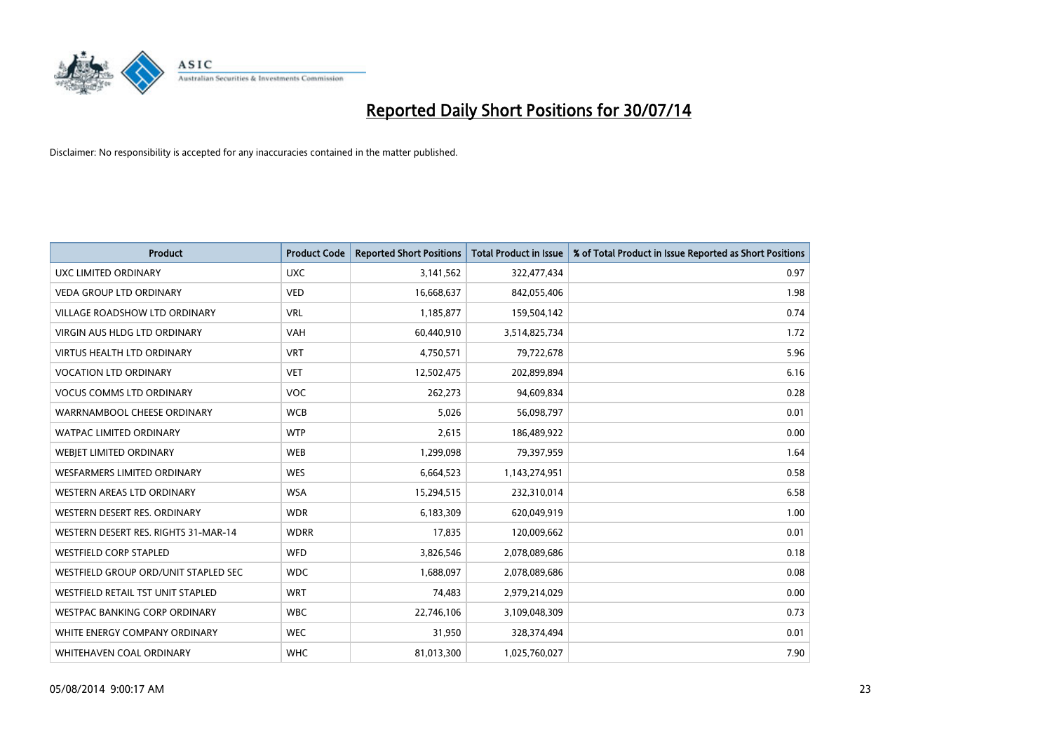# Reported Daily Short Positions for 30/07/14

Disclaimer: No responsibility is accepted for any inaccuracies contained in the matter published.

| Product | Product Code | Reported Short Positions | Total Product in Issue | % of Total Product in Issue Reported as Short Positions |
|---|---|---|---|---|
| UXC LIMITED ORDINARY | UXC | 3,141,562 | 322,477,434 | 0.97 |
| VEDA GROUP LTD ORDINARY | VED | 16,668,637 | 842,055,406 | 1.98 |
| VILLAGE ROADSHOW LTD ORDINARY | VRL | 1,185,877 | 159,504,142 | 0.74 |
| VIRGIN AUS HLDG LTD ORDINARY | VAH | 60,440,910 | 3,514,825,734 | 1.72 |
| VIRTUS HEALTH LTD ORDINARY | VRT | 4,750,571 | 79,722,678 | 5.96 |
| VOCATION LTD ORDINARY | VET | 12,502,475 | 202,899,894 | 6.16 |
| VOCUS COMMS LTD ORDINARY | VOC | 262,273 | 94,609,834 | 0.28 |
| WARRNAMBOOL CHEESE ORDINARY | WCB | 5,026 | 56,098,797 | 0.01 |
| WATPAC LIMITED ORDINARY | WTP | 2,615 | 186,489,922 | 0.00 |
| WEBJET LIMITED ORDINARY | WEB | 1,299,098 | 79,397,959 | 1.64 |
| WESFARMERS LIMITED ORDINARY | WES | 6,664,523 | 1,143,274,951 | 0.58 |
| WESTERN AREAS LTD ORDINARY | WSA | 15,294,515 | 232,310,014 | 6.58 |
| WESTERN DESERT RES. ORDINARY | WDR | 6,183,309 | 620,049,919 | 1.00 |
| WESTERN DESERT RES. RIGHTS 31-MAR-14 | WDRR | 17,835 | 120,009,662 | 0.01 |
| WESTFIELD CORP STAPLED | WFD | 3,826,546 | 2,078,089,686 | 0.18 |
| WESTFIELD GROUP ORD/UNIT STAPLED SEC | WDC | 1,688,097 | 2,078,089,686 | 0.08 |
| WESTFIELD RETAIL TST UNIT STAPLED | WRT | 74,483 | 2,979,214,029 | 0.00 |
| WESTPAC BANKING CORP ORDINARY | WBC | 22,746,106 | 3,109,048,309 | 0.73 |
| WHITE ENERGY COMPANY ORDINARY | WEC | 31,950 | 328,374,494 | 0.01 |
| WHITEHAVEN COAL ORDINARY | WHC | 81,013,300 | 1,025,760,027 | 7.90 |

05/08/2014 9:00:17 AM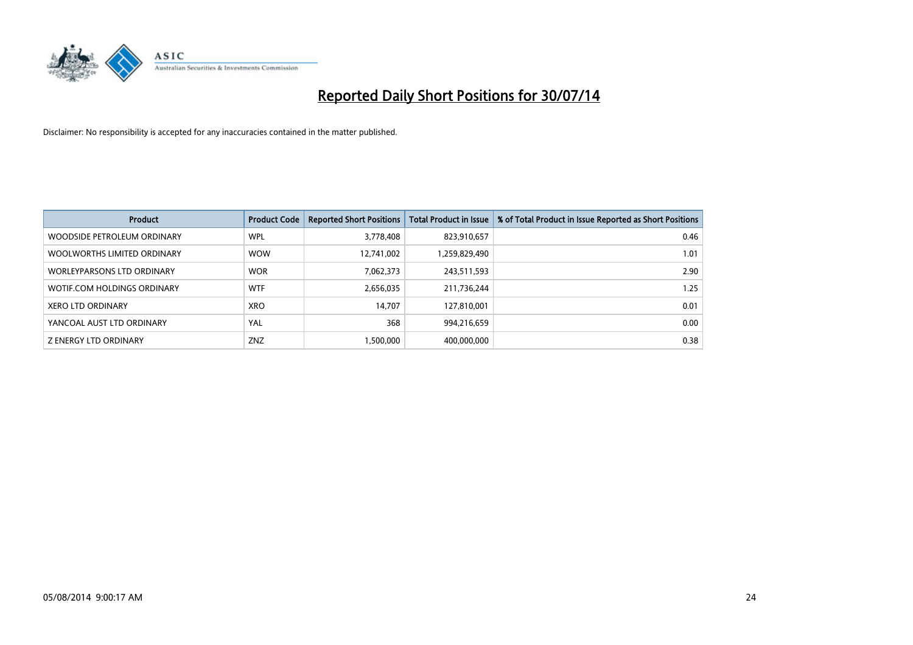# Reported Daily Short Positions for 30/07/14

Disclaimer: No responsibility is accepted for any inaccuracies contained in the matter published.

| Product | Product Code | Reported Short Positions | Total Product in Issue | % of Total Product in Issue Reported as Short Positions |
|---|---|---|---|---|
| WOODSIDE PETROLEUM ORDINARY | WPL | 3,778,408 | 823,910,657 | 0.46 |
| WOOLWORTHS LIMITED ORDINARY | WOW | 12,741,002 | 1,259,829,490 | 1.01 |
| WORLEYPARSONS LTD ORDINARY | WOR | 7,062,373 | 243,511,593 | 2.90 |
| WOTIF.COM HOLDINGS ORDINARY | WTF | 2,656,035 | 211,736,244 | 1.25 |
| XERO LTD ORDINARY | XRO | 14,707 | 127,810,001 | 0.01 |
| YANCOAL AUST LTD ORDINARY | YAL | 368 | 994,216,659 | 0.00 |
| Z ENERGY LTD ORDINARY | ZNZ | 1,500,000 | 400,000,000 | 0.38 |

05/08/2014 9:00:17 AM